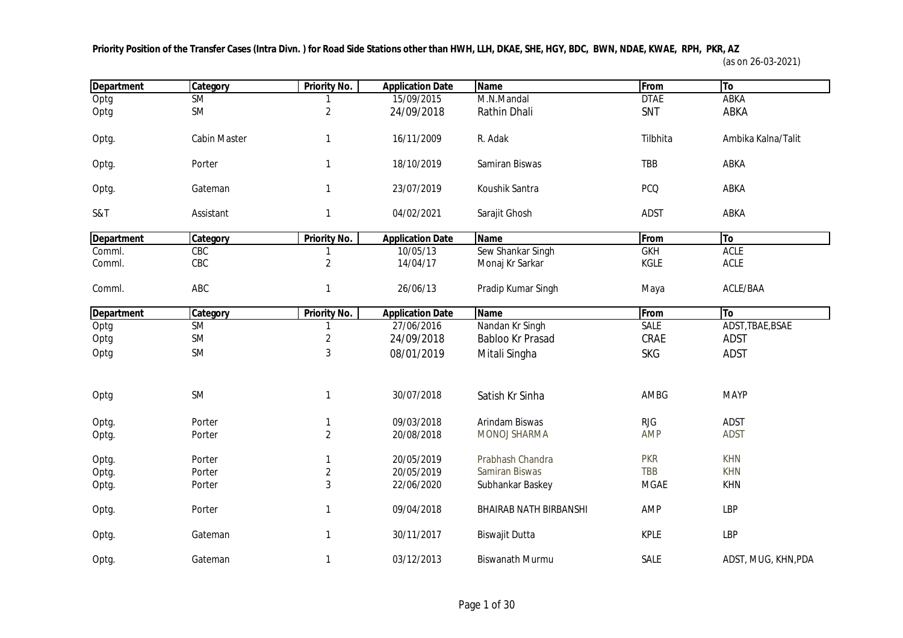**Priority Position of the Transfer Cases (Intra Divn. ) for Road Side Stations other than HWH, LLH, DKAE, SHE, HGY, BDC, BWN, NDAE, KWAE, RPH, PKR, AZ**

(as on 26-03-2021)

| Department | Category | Priority No. | Application Date | Name | From | To |
|---|---|---|---|---|---|---|
| Optg | SM | 1 | 15/09/2015 | M.N.Mandal | DTAE | ABKA |
| Optg | SM | 2 | 24/09/2018 | Rathin Dhali | SNT | ABKA |
| Optg. | Cabin Master | 1 | 16/11/2009 | R. Adak | Tilbhita | Ambika Kalna/Talit |
| Optg. | Porter | 1 | 18/10/2019 | Samiran Biswas | TBB | ABKA |
| Optg. | Gateman | 1 | 23/07/2019 | Koushik Santra | PCQ | ABKA |
| S&T | Assistant | 1 | 04/02/2021 | Sarajit Ghosh | ADST | ABKA |

| Department | Category | Priority No. | Application Date | Name | From | To |
|---|---|---|---|---|---|---|
| Comml. | CBC | 1 | 10/05/13 | Sew Shankar Singh | GKH | ACLE |
| Comml. | CBC | 2 | 14/04/17 | Monaj Kr Sarkar | KGLE | ACLE |
| Comml. | ABC | 1 | 26/06/13 | Pradip Kumar Singh | Maya | ACLE/BAA |

| Department | Category | Priority No. | Application Date | Name | From | To |
|---|---|---|---|---|---|---|
| Optg | SM | 1 | 27/06/2016 | Nandan Kr Singh | SALE | ADST,TBAE,BSAE |
| Optg | SM | 2 | 24/09/2018 | Babloo Kr Prasad | CRAE | ADST |
| Optg | SM | 3 | 08/01/2019 | Mitali Singha | SKG | ADST |
| Optg | SM | 1 | 30/07/2018 | Satish Kr Sinha | AMBG | MAYP |
| Optg. | Porter | 1 | 09/03/2018 | Arindam Biswas | RJG | ADST |
| Optg. | Porter | 2 | 20/08/2018 | MONOJ SHARMA | AMP | ADST |
| Optg. | Porter | 1 | 20/05/2019 | Prabhash Chandra | PKR | KHN |
| Optg. | Porter | 2 | 20/05/2019 | Samiran Biswas | TBB | KHN |
| Optg. | Porter | 3 | 22/06/2020 | Subhankar Baskey | MGAE | KHN |
| Optg. | Porter | 1 | 09/04/2018 | BHAIRAB NATH BIRBANSHI | AMP | LBP |
| Optg. | Gateman | 1 | 30/11/2017 | Biswajit Dutta | KPLE | LBP |
| Optg. | Gateman | 1 | 03/12/2013 | Biswanath Murmu | SALE | ADST, MUG, KHN,PDA |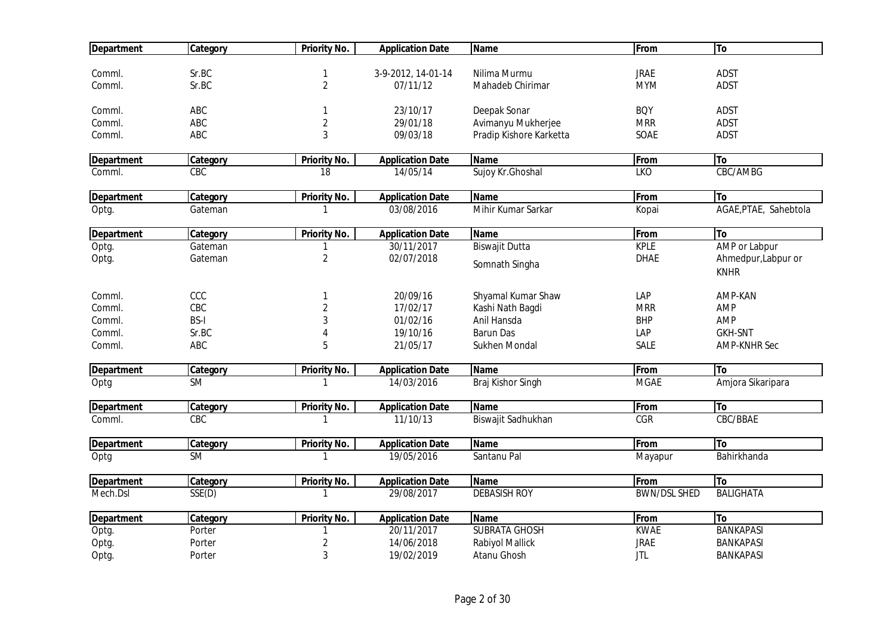| Department | Category | Priority No. | Application Date | Name | From | To |
|---|---|---|---|---|---|---|
| Comml. | Sr.BC | 1 | 3-9-2012, 14-01-14 | Nilima Murmu | JRAE | ADST |
| Comml. | Sr.BC | 2 | 07/11/12 | Mahadeb Chirimar | MYM | ADST |
| Comml. | ABC | 1 | 23/10/17 | Deepak Sonar | BQY | ADST |
| Comml. | ABC | 2 | 29/01/18 | Avimanyu Mukherjee | MRR | ADST |
| Comml. | ABC | 3 | 09/03/18 | Pradip Kishore Karketta | SOAE | ADST |

| Department | Category | Priority No. | Application Date | Name | From | To |
|---|---|---|---|---|---|---|
| Comml. | CBC | 18 | 14/05/14 | Sujoy Kr.Ghoshal | LKO | CBC/AMBG |

| Department | Category | Priority No. | Application Date | Name | From | To |
|---|---|---|---|---|---|---|
| Optg. | Gateman | 1 | 03/08/2016 | Mihir Kumar Sarkar | Kopai | AGAE,PTAE, Sahebtola |

| Department | Category | Priority No. | Application Date | Name | From | To |
|---|---|---|---|---|---|---|
| Optg. | Gateman | 1 | 30/11/2017 | Biswajit Dutta | KPLE | AMP or Labpur |
| Optg. | Gateman | 2 | 02/07/2018 | Somnath Singha | DHAE | Ahmedpur,Labpur or KNHR |
| Comml. | CCC | 1 | 20/09/16 | Shyamal Kumar Shaw | LAP | AMP-KAN |
| Comml. | CBC | 2 | 17/02/17 | Kashi Nath Bagdi | MRR | AMP |
| Comml. | BS-I | 3 | 01/02/16 | Anil Hansda | BHP | AMP |
| Comml. | Sr.BC | 4 | 19/10/16 | Barun Das | LAP | GKH-SNT |
| Comml. | ABC | 5 | 21/05/17 | Sukhen Mondal | SALE | AMP-KNHR Sec |

| Department | Category | Priority No. | Application Date | Name | From | To |
|---|---|---|---|---|---|---|
| Optg | SM | 1 | 14/03/2016 | Braj Kishor Singh | MGAE | Amjora Sikaripara |

| Department | Category | Priority No. | Application Date | Name | From | To |
|---|---|---|---|---|---|---|
| Comml. | CBC | 1 | 11/10/13 | Biswajit Sadhukhan | CGR | CBC/BBAE |

| Department | Category | Priority No. | Application Date | Name | From | To |
|---|---|---|---|---|---|---|
| Optg | SM | 1 | 19/05/2016 | Santanu Pal | Mayapur | Bahirkhanda |

| Department | Category | Priority No. | Application Date | Name | From | To |
|---|---|---|---|---|---|---|
| Mech.Dsl | SSE(D) | 1 | 29/08/2017 | DEBASISH ROY | BWN/DSL SHED | BALIGHATA |

| Department | Category | Priority No. | Application Date | Name | From | To |
|---|---|---|---|---|---|---|
| Optg. | Porter | 1 | 20/11/2017 | SUBRATA GHOSH | KWAE | BANKAPASI |
| Optg. | Porter | 2 | 14/06/2018 | Rabiyol Mallick | JRAE | BANKAPASI |
| Optg. | Porter | 3 | 19/02/2019 | Atanu Ghosh | JTL | BANKAPASI |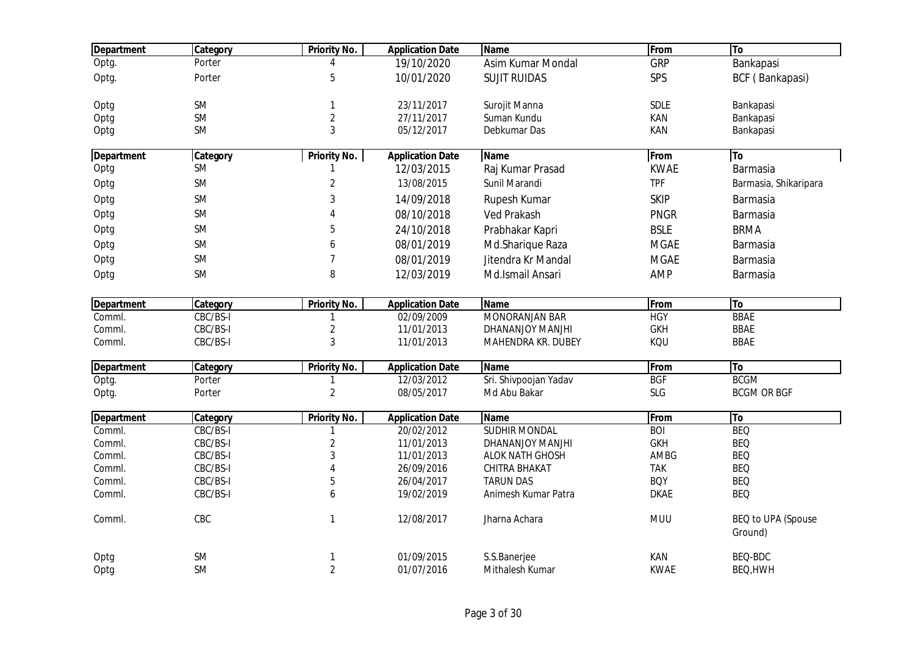| Department | Category | Priority No. | Application Date | Name | From | To |
|---|---|---|---|---|---|---|
| Optg. | Porter | 4 | 19/10/2020 | Asim Kumar Mondal | GRP | Bankapasi |
| Optg. | Porter | 5 | 10/01/2020 | SUJIT RUIDAS | SPS | BCF ( Bankapasi) |
| Optg | SM | 1 | 23/11/2017 | Surojit Manna | SDLE | Bankapasi |
| Optg | SM | 2 | 27/11/2017 | Suman Kundu | KAN | Bankapasi |
| Optg | SM | 3 | 05/12/2017 | Debkumar Das | KAN | Bankapasi |

| Department | Category | Priority No. | Application Date | Name | From | To |
|---|---|---|---|---|---|---|
| Optg | SM | 1 | 12/03/2015 | Raj Kumar Prasad | KWAE | Barmasia |
| Optg | SM | 2 | 13/08/2015 | Sunil Marandi | TPF | Barmasia, Shikaripara |
| Optg | SM | 3 | 14/09/2018 | Rupesh Kumar | SKIP | Barmasia |
| Optg | SM | 4 | 08/10/2018 | Ved Prakash | PNGR | Barmasia |
| Optg | SM | 5 | 24/10/2018 | Prabhakar Kapri | BSLE | BRMA |
| Optg | SM | 6 | 08/01/2019 | Md.Sharique Raza | MGAE | Barmasia |
| Optg | SM | 7 | 08/01/2019 | Jitendra Kr Mandal | MGAE | Barmasia |
| Optg | SM | 8 | 12/03/2019 | Md.Ismail Ansari | AMP | Barmasia |

| Department | Category | Priority No. | Application Date | Name | From | To |
|---|---|---|---|---|---|---|
| Comml. | CBC/BS-I | 1 | 02/09/2009 | MONORANJAN BAR | HGY | BBAE |
| Comml. | CBC/BS-I | 2 | 11/01/2013 | DHANANJOY MANJHI | GKH | BBAE |
| Comml. | CBC/BS-I | 3 | 11/01/2013 | MAHENDRA KR. DUBEY | KQU | BBAE |

| Department | Category | Priority No. | Application Date | Name | From | To |
|---|---|---|---|---|---|---|
| Optg. | Porter | 1 | 12/03/2012 | Sri. Shivpoojan Yadav | BGF | BCGM |
| Optg. | Porter | 2 | 08/05/2017 | Md Abu Bakar | SLG | BCGM OR BGF |

| Department | Category | Priority No. | Application Date | Name | From | To |
|---|---|---|---|---|---|---|
| Comml. | CBC/BS-I | 1 | 20/02/2012 | SUDHIR MONDAL | BOI | BEQ |
| Comml. | CBC/BS-I | 2 | 11/01/2013 | DHANANJOY MANJHI | GKH | BEQ |
| Comml. | CBC/BS-I | 3 | 11/01/2013 | ALOK NATH GHOSH | AMBG | BEQ |
| Comml. | CBC/BS-I | 4 | 26/09/2016 | CHITRA BHAKAT | TAK | BEQ |
| Comml. | CBC/BS-I | 5 | 26/04/2017 | TARUN DAS | BQY | BEQ |
| Comml. | CBC/BS-I | 6 | 19/02/2019 | Animesh Kumar Patra | DKAE | BEQ |
| Comml. | CBC | 1 | 12/08/2017 | Jharna Achara | MUU | BEQ to UPA (Spouse Ground) |
| Optg | SM | 1 | 01/09/2015 | S.S.Banerjee | KAN | BEQ-BDC |
| Optg | SM | 2 | 01/07/2016 | Mithalesh Kumar | KWAE | BEQ,HWH |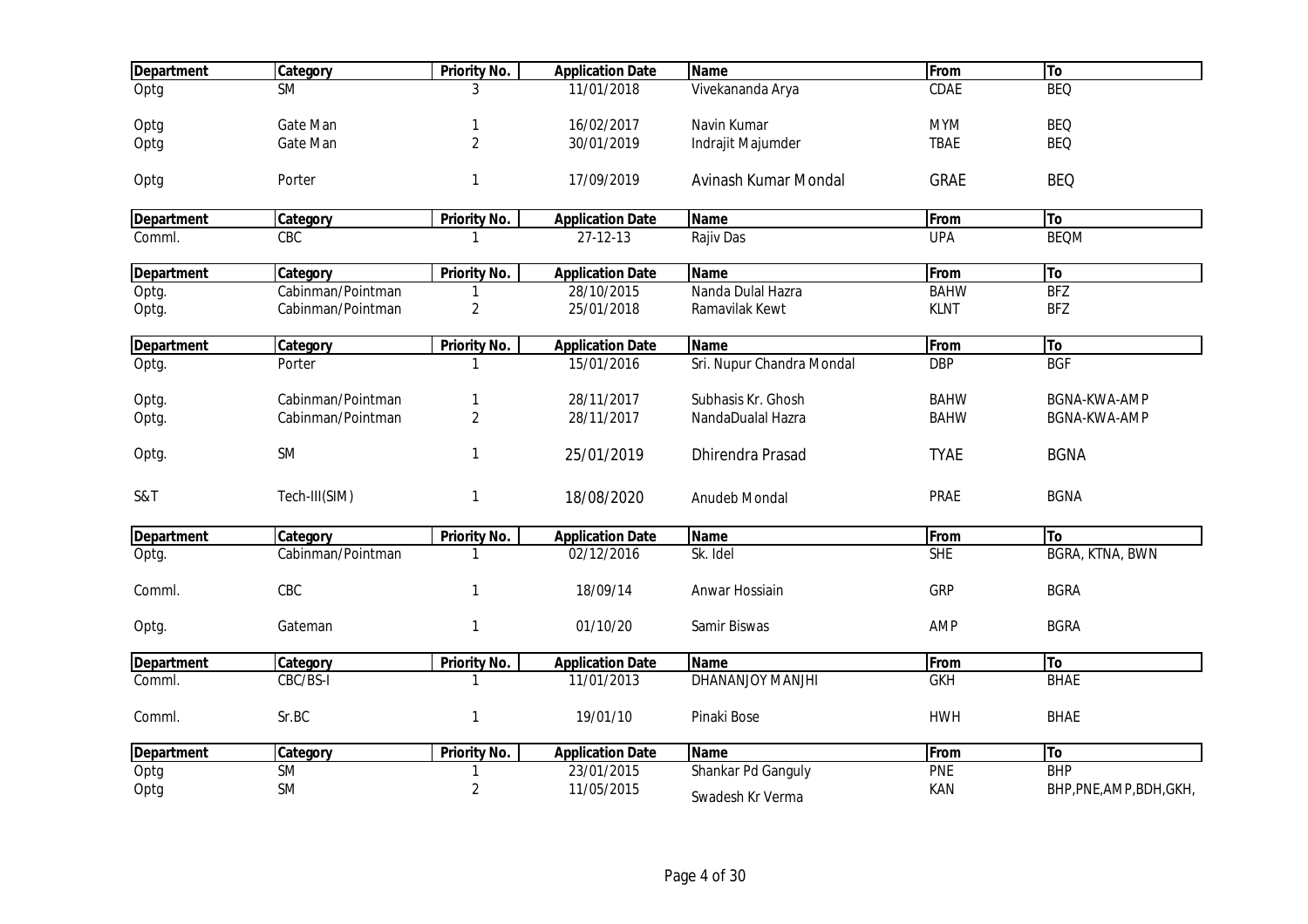| Department | Category | Priority No. | Application Date | Name | From | To |
|---|---|---|---|---|---|---|
| Optg | SM | 3 | 11/01/2018 | Vivekananda Arya | CDAE | BEQ |
| Optg | Gate Man | 1 | 16/02/2017 | Navin Kumar | MYM | BEQ |
| Optg | Gate Man | 2 | 30/01/2019 | Indrajit Majumder | TBAE | BEQ |
| Optg | Porter | 1 | 17/09/2019 | Avinash Kumar Mondal | GRAE | BEQ |

| Department | Category | Priority No. | Application Date | Name | From | To |
|---|---|---|---|---|---|---|
| Comml. | CBC | 1 | 27-12-13 | Rajiv Das | UPA | BEQM |

| Department | Category | Priority No. | Application Date | Name | From | To |
|---|---|---|---|---|---|---|
| Optg. | Cabinman/Pointman | 1 | 28/10/2015 | Nanda Dulal Hazra | BAHW | BFZ |
| Optg. | Cabinman/Pointman | 2 | 25/01/2018 | Ramavilak Kewt | KLNT | BFZ |

| Department | Category | Priority No. | Application Date | Name | From | To |
|---|---|---|---|---|---|---|
| Optg. | Porter | 1 | 15/01/2016 | Sri. Nupur Chandra Mondal | DBP | BGF |
| Optg. | Cabinman/Pointman | 1 | 28/11/2017 | Subhasis Kr. Ghosh | BAHW | BGNA-KWA-AMP |
| Optg. | Cabinman/Pointman | 2 | 28/11/2017 | NandaDualal Hazra | BAHW | BGNA-KWA-AMP |
| Optg. | SM | 1 | 25/01/2019 | Dhirendra Prasad | TYAE | BGNA |
| S&T | Tech-III(SIM) | 1 | 18/08/2020 | Anudeb Mondal | PRAE | BGNA |

| Department | Category | Priority No. | Application Date | Name | From | To |
|---|---|---|---|---|---|---|
| Optg. | Cabinman/Pointman | 1 | 02/12/2016 | Sk. Idel | SHE | BGRA, KTNA, BWN |
| Comml. | CBC | 1 | 18/09/14 | Anwar Hossiain | GRP | BGRA |
| Optg. | Gateman | 1 | 01/10/20 | Samir Biswas | AMP | BGRA |

| Department | Category | Priority No. | Application Date | Name | From | To |
|---|---|---|---|---|---|---|
| Comml. | CBC/BS-I | 1 | 11/01/2013 | DHANANJOY MANJHI | GKH | BHAE |
| Comml. | Sr.BC | 1 | 19/01/10 | Pinaki Bose | HWH | BHAE |

| Department | Category | Priority No. | Application Date | Name | From | To |
|---|---|---|---|---|---|---|
| Optg | SM | 1 | 23/01/2015 | Shankar Pd Ganguly | PNE | BHP |
| Optg | SM | 2 | 11/05/2015 | Swadesh Kr Verma | KAN | BHP,PNE,AMP,BDH,GKH, |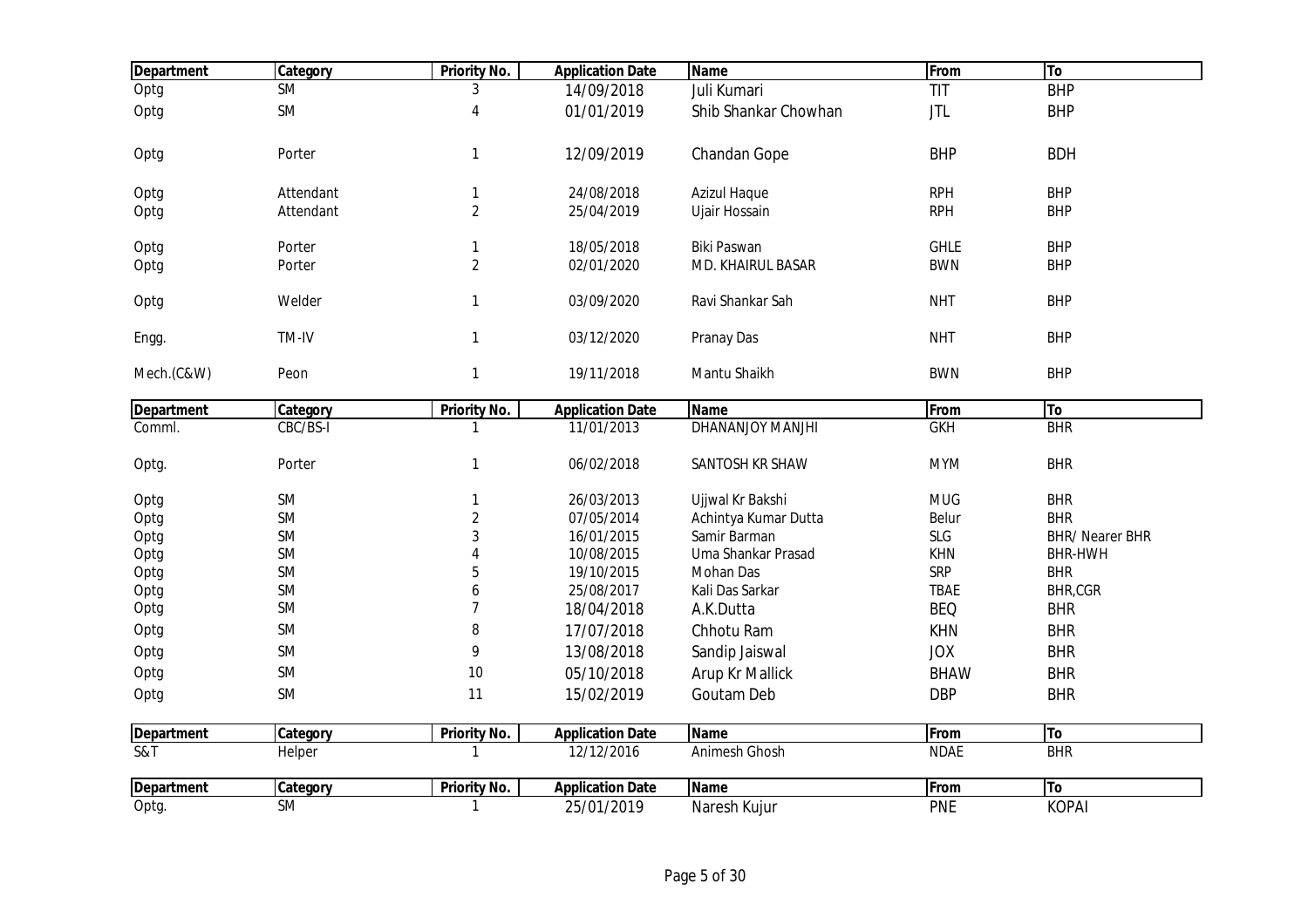| Department | Category | Priority No. | Application Date | Name | From | To |
|---|---|---|---|---|---|---|
| Optg | SM | 3 | 14/09/2018 | Juli Kumari | TIT | BHP |
| Optg | SM | 4 | 01/01/2019 | Shib Shankar Chowhan | JTL | BHP |
| Optg | Porter | 1 | 12/09/2019 | Chandan Gope | BHP | BDH |
| Optg | Attendant | 1 | 24/08/2018 | Azizul Haque | RPH | BHP |
| Optg | Attendant | 2 | 25/04/2019 | Ujair Hossain | RPH | BHP |
| Optg | Porter | 1 | 18/05/2018 | Biki Paswan | GHLE | BHP |
| Optg | Porter | 2 | 02/01/2020 | MD. KHAIRUL BASAR | BWN | BHP |
| Optg | Welder | 1 | 03/09/2020 | Ravi Shankar Sah | NHT | BHP |
| Engg. | TM-IV | 1 | 03/12/2020 | Pranay Das | NHT | BHP |
| Mech.(C&W) | Peon | 1 | 19/11/2018 | Mantu Shaikh | BWN | BHP |

| Department | Category | Priority No. | Application Date | Name | From | To |
|---|---|---|---|---|---|---|
| Comml. | CBC/BS-I | 1 | 11/01/2013 | DHANANJOY MANJHI | GKH | BHR |
| Optg. | Porter | 1 | 06/02/2018 | SANTOSH KR SHAW | MYM | BHR |
| Optg | SM | 1 | 26/03/2013 | Ujjwal Kr Bakshi | MUG | BHR |
| Optg | SM | 2 | 07/05/2014 | Achintya Kumar Dutta | Belur | BHR |
| Optg | SM | 3 | 16/01/2015 | Samir Barman | SLG | BHR/ Nearer BHR |
| Optg | SM | 4 | 10/08/2015 | Uma Shankar Prasad | KHN | BHR-HWH |
| Optg | SM | 5 | 19/10/2015 | Mohan Das | SRP | BHR |
| Optg | SM | 6 | 25/08/2017 | Kali Das Sarkar | TBAE | BHR,CGR |
| Optg | SM | 7 | 18/04/2018 | A.K.Dutta | BEQ | BHR |
| Optg | SM | 8 | 17/07/2018 | Chhotu Ram | KHN | BHR |
| Optg | SM | 9 | 13/08/2018 | Sandip Jaiswal | JOX | BHR |
| Optg | SM | 10 | 05/10/2018 | Arup Kr Mallick | BHAW | BHR |
| Optg | SM | 11 | 15/02/2019 | Goutam Deb | DBP | BHR |

| Department | Category | Priority No. | Application Date | Name | From | To |
|---|---|---|---|---|---|---|
| S&T | Helper | 1 | 12/12/2016 | Animesh Ghosh | NDAE | BHR |

| Department | Category | Priority No. | Application Date | Name | From | To |
|---|---|---|---|---|---|---|
| Optg. | SM | 1 | 25/01/2019 | Naresh Kujur | PNE | KOPAI |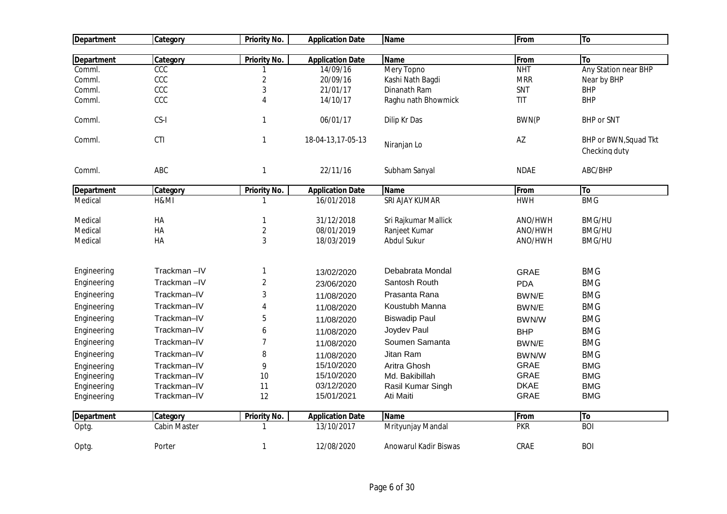| Department | Category | Priority No. | Application Date | Name | From | To |
|---|---|---|---|---|---|---|
| Department | Category | Priority No. | Application Date | Name | From | To |
| Comml. | CCC | 1 | 14/09/16 | Mery Topno | NHT | Any Station near BHP |
| Comml. | CCC | 2 | 20/09/16 | Kashi Nath Bagdi | MRR | Near by BHP |
| Comml. | CCC | 3 | 21/01/17 | Dinanath Ram | SNT | BHP |
| Comml. | CCC | 4 | 14/10/17 | Raghu nath Bhowmick | TIT | BHP |
| Comml. | CS-I | 1 | 06/01/17 | Dilip Kr Das | BWN(P | BHP or SNT |
| Comml. | CTI | 1 | 18-04-13,17-05-13 | Niranjan Lo | AZ | BHP or BWN,Squad Tkt Checking duty |
| Comml. | ABC | 1 | 22/11/16 | Subham Sanyal | NDAE | ABC/BHP |
| Department | Category | Priority No. | Application Date | Name | From | To |
| Medical | H&MI | 1 | 16/01/2018 | SRI AJAY KUMAR | HWH | BMG |
| Medical | HA | 1 | 31/12/2018 | Sri Rajkumar Mallick | ANO/HWH | BMG/HU |
| Medical | HA | 2 | 08/01/2019 | Ranjeet Kumar | ANO/HWH | BMG/HU |
| Medical | HA | 3 | 18/03/2019 | Abdul Sukur | ANO/HWH | BMG/HU |
| Engineering | Trackman –IV | 1 | 13/02/2020 | Debabrata Mondal | GRAE | BMG |
| Engineering | Trackman –IV | 2 | 23/06/2020 | Santosh Routh | PDA | BMG |
| Engineering | Trackman–IV | 3 | 11/08/2020 | Prasanta Rana | BWN/E | BMG |
| Engineering | Trackman–IV | 4 | 11/08/2020 | Koustubh Manna | BWN/E | BMG |
| Engineering | Trackman–IV | 5 | 11/08/2020 | Biswadip Paul | BWN/W | BMG |
| Engineering | Trackman–IV | 6 | 11/08/2020 | Joydev Paul | BHP | BMG |
| Engineering | Trackman–IV | 7 | 11/08/2020 | Soumen Samanta | BWN/E | BMG |
| Engineering | Trackman–IV | 8 | 11/08/2020 | Jitan Ram | BWN/W | BMG |
| Engineering | Trackman–IV | 9 | 15/10/2020 | Aritra Ghosh | GRAE | BMG |
| Engineering | Trackman–IV | 10 | 15/10/2020 | Md. Bakibillah | GRAE | BMG |
| Engineering | Trackman–IV | 11 | 03/12/2020 | Rasil Kumar Singh | DKAE | BMG |
| Engineering | Trackman–IV | 12 | 15/01/2021 | Ati Maiti | GRAE | BMG |
| Department | Category | Priority No. | Application Date | Name | From | To |
| Optg. | Cabin Master | 1 | 13/10/2017 | Mrityunjay Mandal | PKR | BOI |
| Optg. | Porter | 1 | 12/08/2020 | Anowarul Kadir Biswas | CRAE | BOI |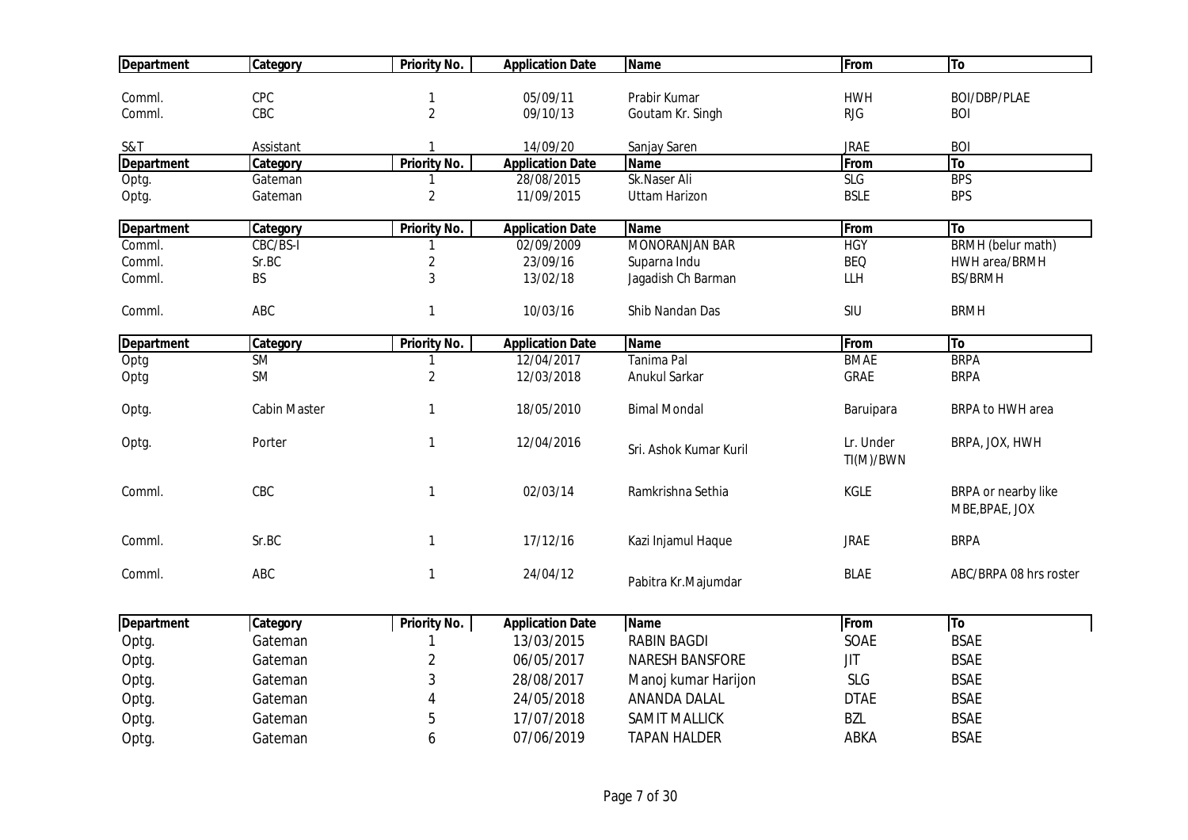| Department | Category | Priority No. | Application Date | Name | From | To |
|---|---|---|---|---|---|---|
| Comml. | CPC | 1 | 05/09/11 | Prabir Kumar | HWH | BOI/DBP/PLAE |
| Comml. | CBC | 2 | 09/10/13 | Goutam Kr. Singh | RJG | BOI |
| S&T | Assistant | 1 | 14/09/20 | Sanjay Saren | JRAE | BOI |

| Department | Category | Priority No. | Application Date | Name | From | To |
|---|---|---|---|---|---|---|
| Optg. | Gateman | 1 | 28/08/2015 | Sk.Naser Ali | SLG | BPS |
| Optg. | Gateman | 2 | 11/09/2015 | Uttam Harizon | BSLE | BPS |

| Department | Category | Priority No. | Application Date | Name | From | To |
|---|---|---|---|---|---|---|
| Comml. | CBC/BS-I | 1 | 02/09/2009 | MONORANJAN BAR | HGY | BRMH (belur math) |
| Comml. | Sr.BC | 2 | 23/09/16 | Suparna Indu | BEQ | HWH area/BRMH |
| Comml. | BS | 3 | 13/02/18 | Jagadish Ch Barman | LLH | BS/BRMH |
| Comml. | ABC | 1 | 10/03/16 | Shib Nandan Das | SIU | BRMH |

| Department | Category | Priority No. | Application Date | Name | From | To |
|---|---|---|---|---|---|---|
| Optg | SM | 1 | 12/04/2017 | Tanima Pal | BMAE | BRPA |
| Optg | SM | 2 | 12/03/2018 | Anukul Sarkar | GRAE | BRPA |
| Optg. | Cabin Master | 1 | 18/05/2010 | Bimal Mondal | Baruipara | BRPA to HWH area |
| Optg. | Porter | 1 | 12/04/2016 | Sri. Ashok Kumar Kuril | Lr. Under TI(M)/BWN | BRPA, JOX, HWH |
| Comml. | CBC | 1 | 02/03/14 | Ramkrishna Sethia | KGLE | BRPA or nearby like MBE,BPAE, JOX |
| Comml. | Sr.BC | 1 | 17/12/16 | Kazi Injamul Haque | JRAE | BRPA |
| Comml. | ABC | 1 | 24/04/12 | Pabitra Kr.Majumdar | BLAE | ABC/BRPA 08 hrs roster |

| Department | Category | Priority No. | Application Date | Name | From | To |
|---|---|---|---|---|---|---|
| Optg. | Gateman | 1 | 13/03/2015 | RABIN BAGDI | SOAE | BSAE |
| Optg. | Gateman | 2 | 06/05/2017 | NARESH BANSFORE | JIT | BSAE |
| Optg. | Gateman | 3 | 28/08/2017 | Manoj kumar Harijon | SLG | BSAE |
| Optg. | Gateman | 4 | 24/05/2018 | ANANDA DALAL | DTAE | BSAE |
| Optg. | Gateman | 5 | 17/07/2018 | SAMIT MALLICK | BZL | BSAE |
| Optg. | Gateman | 6 | 07/06/2019 | TAPAN HALDER | ABKA | BSAE |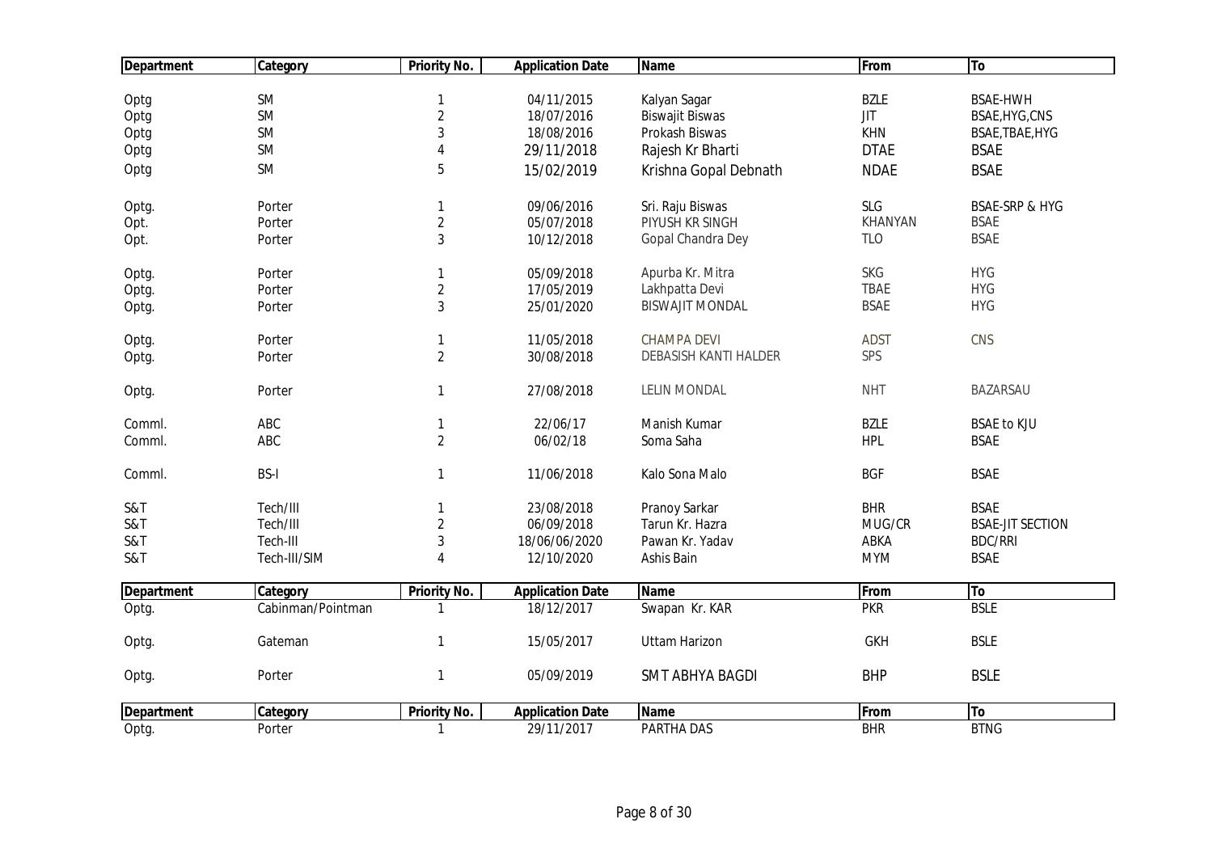| Department | Category | Priority No. | Application Date | Name | From | To |
|---|---|---|---|---|---|---|
| Optg | SM | 1 | 04/11/2015 | Kalyan Sagar | BZLE | BSAE-HWH |
| Optg | SM | 2 | 18/07/2016 | Biswajit Biswas | JIT | BSAE,HYG,CNS |
| Optg | SM | 3 | 18/08/2016 | Prokash Biswas | KHN | BSAE,TBAE,HYG |
| Optg | SM | 4 | 29/11/2018 | Rajesh Kr Bharti | DTAE | BSAE |
| Optg | SM | 5 | 15/02/2019 | Krishna Gopal Debnath | NDAE | BSAE |
| Optg. | Porter | 1 | 09/06/2016 | Sri. Raju Biswas | SLG | BSAE-SRP & HYG |
| Opt. | Porter | 2 | 05/07/2018 | PIYUSH KR SINGH | KHANYAN | BSAE |
| Opt. | Porter | 3 | 10/12/2018 | Gopal Chandra Dey | TLO | BSAE |
| Optg. | Porter | 1 | 05/09/2018 | Apurba Kr. Mitra | SKG | HYG |
| Optg. | Porter | 2 | 17/05/2019 | Lakhpatta Devi | TBAE | HYG |
| Optg. | Porter | 3 | 25/01/2020 | BISWAJIT MONDAL | BSAE | HYG |
| Optg. | Porter | 1 | 11/05/2018 | CHAMPA DEVI | ADST | CNS |
| Optg. | Porter | 2 | 30/08/2018 | DEBASISH KANTI HALDER | SPS | |
| Optg. | Porter | 1 | 27/08/2018 | LELIN MONDAL | NHT | BAZARSAU |
| Comml. | ABC | 1 | 22/06/17 | Manish Kumar | BZLE | BSAE to KJU |
| Comml. | ABC | 2 | 06/02/18 | Soma Saha | HPL | BSAE |
| Comml. | BS-I | 1 | 11/06/2018 | Kalo Sona Malo | BGF | BSAE |
| S&T | Tech/III | 1 | 23/08/2018 | Pranoy Sarkar | BHR | BSAE |
| S&T | Tech/III | 2 | 06/09/2018 | Tarun Kr. Hazra | MUG/CR | BSAE-JIT SECTION |
| S&T | Tech-III | 3 | 18/06/06/2020 | Pawan Kr. Yadav | ABKA | BDC/RRI |
| S&T | Tech-III/SIM | 4 | 12/10/2020 | Ashis Bain | MYM | BSAE |

| Department | Category | Priority No. | Application Date | Name | From | To |
|---|---|---|---|---|---|---|
| Optg. | Cabinman/Pointman | 1 | 18/12/2017 | Swapan Kr. KAR | PKR | BSLE |
| Optg. | Gateman | 1 | 15/05/2017 | Uttam Harizon | GKH | BSLE |
| Optg. | Porter | 1 | 05/09/2019 | SMT ABHYA BAGDI | BHP | BSLE |

| Department | Category | Priority No. | Application Date | Name | From | To |
|---|---|---|---|---|---|---|
| Optg. | Porter | 1 | 29/11/2017 | PARTHA DAS | BHR | BTNG |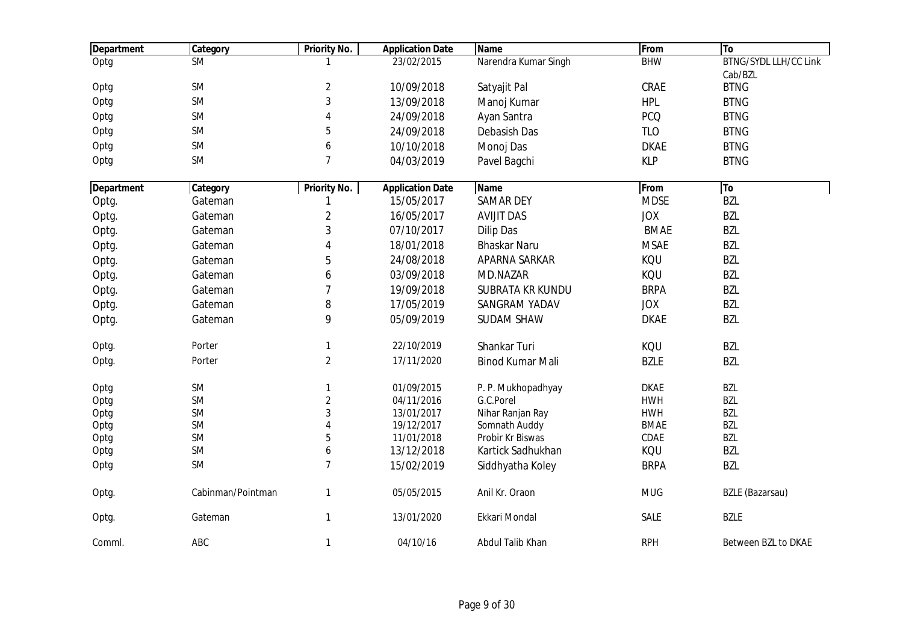| Department | Category | Priority No. | Application Date | Name | From | To |
|---|---|---|---|---|---|---|
| Optg | SM | 1 | 23/02/2015 | Narendra Kumar Singh | BHW | BTNG/SYDL LLH/CC Link Cab/BZL |
| Optg | SM | 2 | 10/09/2018 | Satyajit Pal | CRAE | BTNG |
| Optg | SM | 3 | 13/09/2018 | Manoj Kumar | HPL | BTNG |
| Optg | SM | 4 | 24/09/2018 | Ayan Santra | PCQ | BTNG |
| Optg | SM | 5 | 24/09/2018 | Debasish Das | TLO | BTNG |
| Optg | SM | 6 | 10/10/2018 | Monoj Das | DKAE | BTNG |
| Optg | SM | 7 | 04/03/2019 | Pavel Bagchi | KLP | BTNG |

| Department | Category | Priority No. | Application Date | Name | From | To |
|---|---|---|---|---|---|---|
| Optg. | Gateman | 1 | 15/05/2017 | SAMAR DEY | MDSE | BZL |
| Optg. | Gateman | 2 | 16/05/2017 | AVIJIT DAS | JOX | BZL |
| Optg. | Gateman | 3 | 07/10/2017 | Dilip Das | BMAE | BZL |
| Optg. | Gateman | 4 | 18/01/2018 | Bhaskar Naru | MSAE | BZL |
| Optg. | Gateman | 5 | 24/08/2018 | APARNA SARKAR | KQU | BZL |
| Optg. | Gateman | 6 | 03/09/2018 | MD.NAZAR | KQU | BZL |
| Optg. | Gateman | 7 | 19/09/2018 | SUBRATA KR KUNDU | BRPA | BZL |
| Optg. | Gateman | 8 | 17/05/2019 | SANGRAM YADAV | JOX | BZL |
| Optg. | Gateman | 9 | 05/09/2019 | SUDAM SHAW | DKAE | BZL |
| | | | | | | |
| Optg. | Porter | 1 | 22/10/2019 | Shankar Turi | KQU | BZL |
| Optg. | Porter | 2 | 17/11/2020 | Binod Kumar Mali | BZLE | BZL |
| | | | | | | |
| Optg | SM | 1 | 01/09/2015 | P. P. Mukhopadhyay | DKAE | BZL |
| Optg | SM | 2 | 04/11/2016 | G.C.Porel | HWH | BZL |
| Optg | SM | 3 | 13/01/2017 | Nihar Ranjan Ray | HWH | BZL |
| Optg | SM | 4 | 19/12/2017 | Somnath Auddy | BMAE | BZL |
| Optg | SM | 5 | 11/01/2018 | Probir Kr Biswas | CDAE | BZL |
| Optg | SM | 6 | 13/12/2018 | Kartick Sadhukhan | KQU | BZL |
| Optg | SM | 7 | 15/02/2019 | Siddhyatha Koley | BRPA | BZL |
| | | | | | | |
| Optg. | Cabinman/Pointman | 1 | 05/05/2015 | Anil Kr. Oraon | MUG | BZLE (Bazarsau) |
| | | | | | | |
| Optg. | Gateman | 1 | 13/01/2020 | Ekkari Mondal | SALE | BZLE |
| | | | | | | |
| Comml. | ABC | 1 | 04/10/16 | Abdul Talib Khan | RPH | Between BZL to DKAE |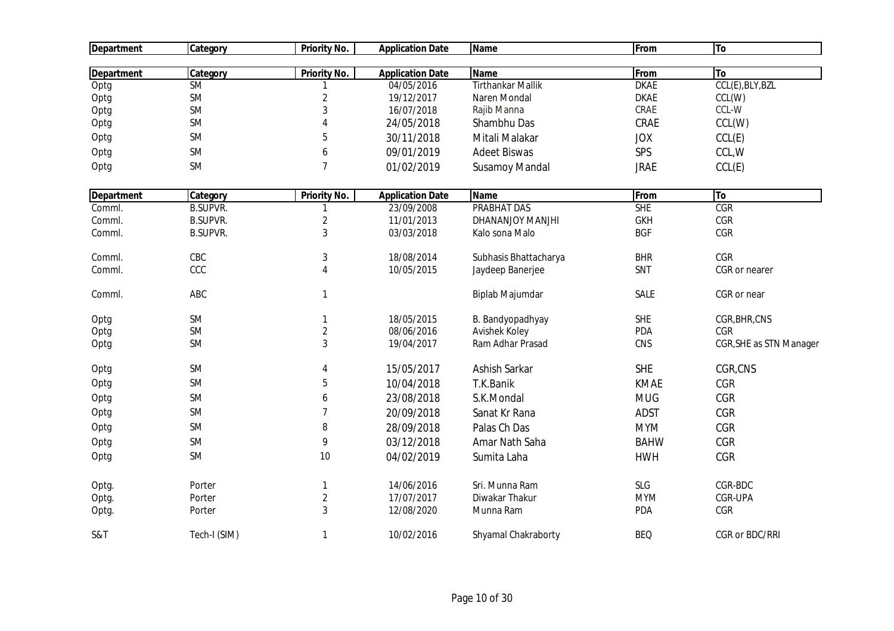| Department | Category | Priority No. | Application Date | Name | From | To |
|---|---|---|---|---|---|---|

| Department | Category | Priority No. | Application Date | Name | From | To |
|---|---|---|---|---|---|---|
| Optg | SM | 1 | 04/05/2016 | Tirthankar Mallik | DKAE | CCL(E),BLY,BZL |
| Optg | SM | 2 | 19/12/2017 | Naren Mondal | DKAE | CCL(W) |
| Optg | SM | 3 | 16/07/2018 | Rajib Manna | CRAE | CCL-W |
| Optg | SM | 4 | 24/05/2018 | Shambhu Das | CRAE | CCL(W) |
| Optg | SM | 5 | 30/11/2018 | Mitali Malakar | JOX | CCL(E) |
| Optg | SM | 6 | 09/01/2019 | Adeet Biswas | SPS | CCL,W |
| Optg | SM | 7 | 01/02/2019 | Susamoy Mandal | JRAE | CCL(E) |

| Department | Category | Priority No. | Application Date | Name | From | To |
|---|---|---|---|---|---|---|
| Comml. | B.SUPVR. | 1 | 23/09/2008 | PRABHAT DAS | SHE | CGR |
| Comml. | B.SUPVR. | 2 | 11/01/2013 | DHANANJOY MANJHI | GKH | CGR |
| Comml. | B.SUPVR. | 3 | 03/03/2018 | Kalo sona Malo | BGF | CGR |
| Comml. | CBC | 3 | 18/08/2014 | Subhasis Bhattacharya | BHR | CGR |
| Comml. | CCC | 4 | 10/05/2015 | Jaydeep Banerjee | SNT | CGR or nearer |
| Comml. | ABC | 1 | | Biplab Majumdar | SALE | CGR or near |
| Optg | SM | 1 | 18/05/2015 | B. Bandyopadhyay | SHE | CGR,BHR,CNS |
| Optg | SM | 2 | 08/06/2016 | Avishek Koley | PDA | CGR |
| Optg | SM | 3 | 19/04/2017 | Ram Adhar Prasad | CNS | CGR,SHE as STN Manager |
| Optg | SM | 4 | 15/05/2017 | Ashish Sarkar | SHE | CGR,CNS |
| Optg | SM | 5 | 10/04/2018 | T.K.Banik | KMAE | CGR |
| Optg | SM | 6 | 23/08/2018 | S.K.Mondal | MUG | CGR |
| Optg | SM | 7 | 20/09/2018 | Sanat Kr Rana | ADST | CGR |
| Optg | SM | 8 | 28/09/2018 | Palas Ch Das | MYM | CGR |
| Optg | SM | 9 | 03/12/2018 | Amar Nath Saha | BAHW | CGR |
| Optg | SM | 10 | 04/02/2019 | Sumita Laha | HWH | CGR |
| Optg. | Porter | 1 | 14/06/2016 | Sri. Munna Ram | SLG | CGR-BDC |
| Optg. | Porter | 2 | 17/07/2017 | Diwakar Thakur | MYM | CGR-UPA |
| Optg. | Porter | 3 | 12/08/2020 | Munna Ram | PDA | CGR |
| S&T | Tech-I (SIM) | 1 | 10/02/2016 | Shyamal Chakraborty | BEQ | CGR or BDC/RRI |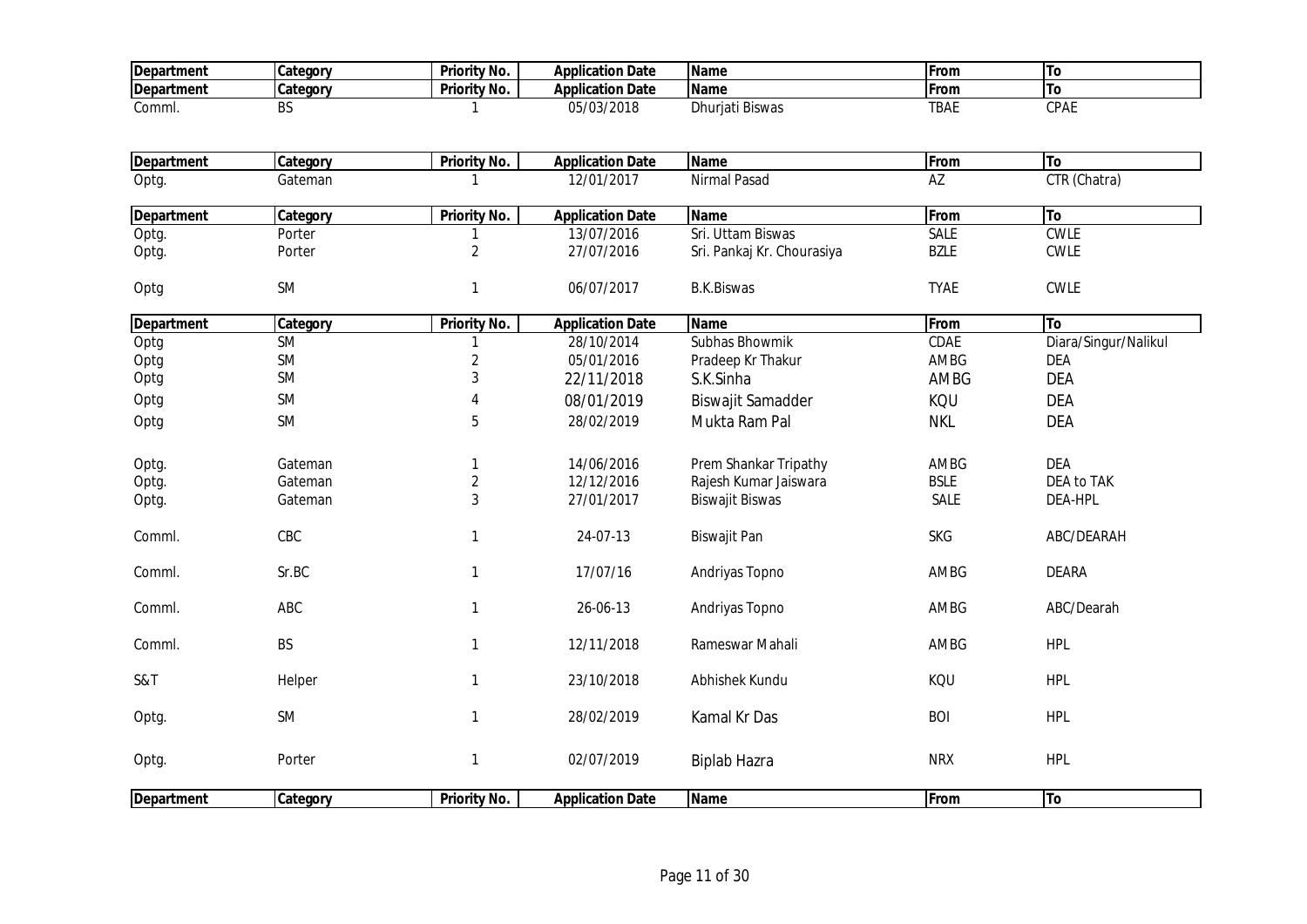| Department | Category | Priority No. | Application Date | Name | From | To |
|---|---|---|---|---|---|---|
| Department | Category | Priority No. | Application Date | Name | From | To |
| Comml. | BS | 1 | 05/03/2018 | Dhurjati Biswas | TBAE | CPAE |

| Department | Category | Priority No. | Application Date | Name | From | To |
|---|---|---|---|---|---|---|
| Optg. | Gateman | 1 | 12/01/2017 | Nirmal Pasad | AZ | CTR (Chatra) |

| Department | Category | Priority No. | Application Date | Name | From | To |
|---|---|---|---|---|---|---|
| Optg. | Porter | 1 | 13/07/2016 | Sri. Uttam Biswas | SALE | CWLE |
| Optg. | Porter | 2 | 27/07/2016 | Sri. Pankaj Kr. Chourasiya | BZLE | CWLE |
| Optg | SM | 1 | 06/07/2017 | B.K.Biswas | TYAE | CWLE |

| Department | Category | Priority No. | Application Date | Name | From | To |
|---|---|---|---|---|---|---|
| Optg | SM | 1 | 28/10/2014 | Subhas Bhowmik | CDAE | Diara/Singur/Nalikul |
| Optg | SM | 2 | 05/01/2016 | Pradeep Kr Thakur | AMBG | DEA |
| Optg | SM | 3 | 22/11/2018 | S.K.Sinha | AMBG | DEA |
| Optg | SM | 4 | 08/01/2019 | Biswajit Samadder | KQU | DEA |
| Optg | SM | 5 | 28/02/2019 | Mukta Ram Pal | NKL | DEA |
| Optg. | Gateman | 1 | 14/06/2016 | Prem Shankar Tripathy | AMBG | DEA |
| Optg. | Gateman | 2 | 12/12/2016 | Rajesh Kumar Jaiswara | BSLE | DEA to TAK |
| Optg. | Gateman | 3 | 27/01/2017 | Biswajit Biswas | SALE | DEA-HPL |
| Comml. | CBC | 1 | 24-07-13 | Biswajit Pan | SKG | ABC/DEARAH |
| Comml. | Sr.BC | 1 | 17/07/16 | Andriyas Topno | AMBG | DEARA |
| Comml. | ABC | 1 | 26-06-13 | Andriyas Topno | AMBG | ABC/Dearah |
| Comml. | BS | 1 | 12/11/2018 | Rameswar Mahali | AMBG | HPL |
| S&T | Helper | 1 | 23/10/2018 | Abhishek Kundu | KQU | HPL |
| Optg. | SM | 1 | 28/02/2019 | Kamal Kr Das | BOI | HPL |
| Optg. | Porter | 1 | 02/07/2019 | Biplab Hazra | NRX | HPL |

| Department | Category | Priority No. | Application Date | Name | From | To |
|---|---|---|---|---|---|---|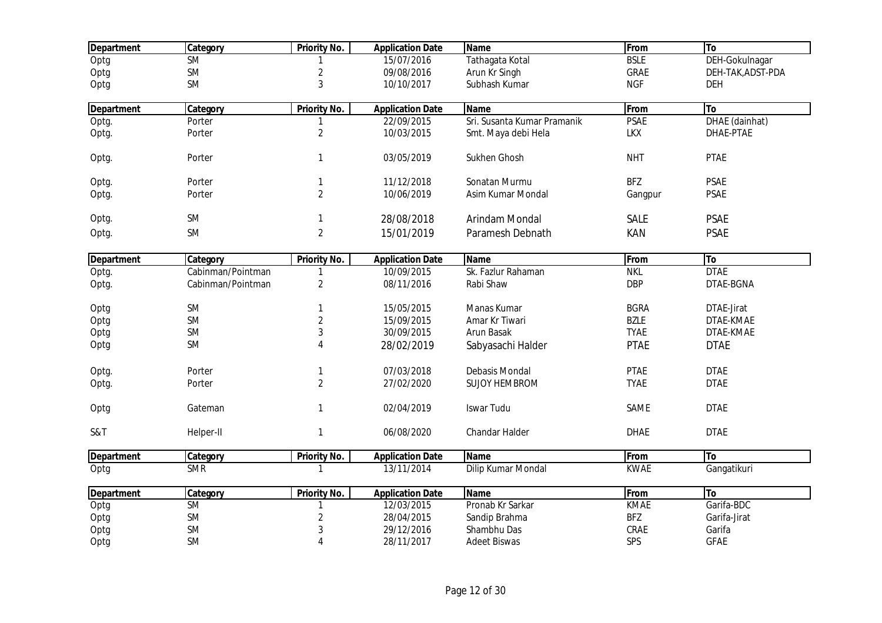| Department | Category | Priority No. | Application Date | Name | From | To |
|---|---|---|---|---|---|---|
| Optg | SM | 1 | 15/07/2016 | Tathagata Kotal | BSLE | DEH-Gokulnagar |
| Optg | SM | 2 | 09/08/2016 | Arun Kr Singh | GRAE | DEH-TAK,ADST-PDA |
| Optg | SM | 3 | 10/10/2017 | Subhash Kumar | NGF | DEH |

| Department | Category | Priority No. | Application Date | Name | From | To |
|---|---|---|---|---|---|---|
| Optg. | Porter | 1 | 22/09/2015 | Sri. Susanta Kumar Pramanik | PSAE | DHAE (dainhat) |
| Optg. | Porter | 2 | 10/03/2015 | Smt. Maya debi Hela | LKX | DHAE-PTAE |
| Optg. | Porter | 1 | 03/05/2019 | Sukhen Ghosh | NHT | PTAE |
| Optg. | Porter | 1 | 11/12/2018 | Sonatan Murmu | BFZ | PSAE |
| Optg. | Porter | 2 | 10/06/2019 | Asim Kumar Mondal | Gangpur | PSAE |
| Optg. | SM | 1 | 28/08/2018 | Arindam Mondal | SALE | PSAE |
| Optg. | SM | 2 | 15/01/2019 | Paramesh Debnath | KAN | PSAE |

| Department | Category | Priority No. | Application Date | Name | From | To |
|---|---|---|---|---|---|---|
| Optg. | Cabinman/Pointman | 1 | 10/09/2015 | Sk. Fazlur Rahaman | NKL | DTAE |
| Optg. | Cabinman/Pointman | 2 | 08/11/2016 | Rabi Shaw | DBP | DTAE-BGNA |
| Optg | SM | 1 | 15/05/2015 | Manas Kumar | BGRA | DTAE-Jirat |
| Optg | SM | 2 | 15/09/2015 | Amar Kr Tiwari | BZLE | DTAE-KMAE |
| Optg | SM | 3 | 30/09/2015 | Arun Basak | TYAE | DTAE-KMAE |
| Optg | SM | 4 | 28/02/2019 | Sabyasachi Halder | PTAE | DTAE |
| Optg. | Porter | 1 | 07/03/2018 | Debasis Mondal | PTAE | DTAE |
| Optg. | Porter | 2 | 27/02/2020 | SUJOY HEMBROM | TYAE | DTAE |
| Optg | Gateman | 1 | 02/04/2019 | Iswar Tudu | SAME | DTAE |
| S&T | Helper-II | 1 | 06/08/2020 | Chandar Halder | DHAE | DTAE |

| Department | Category | Priority No. | Application Date | Name | From | To |
|---|---|---|---|---|---|---|
| Optg | SMR | 1 | 13/11/2014 | Dilip Kumar Mondal | KWAE | Gangatikuri |

| Department | Category | Priority No. | Application Date | Name | From | To |
|---|---|---|---|---|---|---|
| Optg | SM | 1 | 12/03/2015 | Pronab Kr Sarkar | KMAE | Garifa-BDC |
| Optg | SM | 2 | 28/04/2015 | Sandip Brahma | BFZ | Garifa-Jirat |
| Optg | SM | 3 | 29/12/2016 | Shambhu Das | CRAE | Garifa |
| Optg | SM | 4 | 28/11/2017 | Adeet Biswas | SPS | GFAE |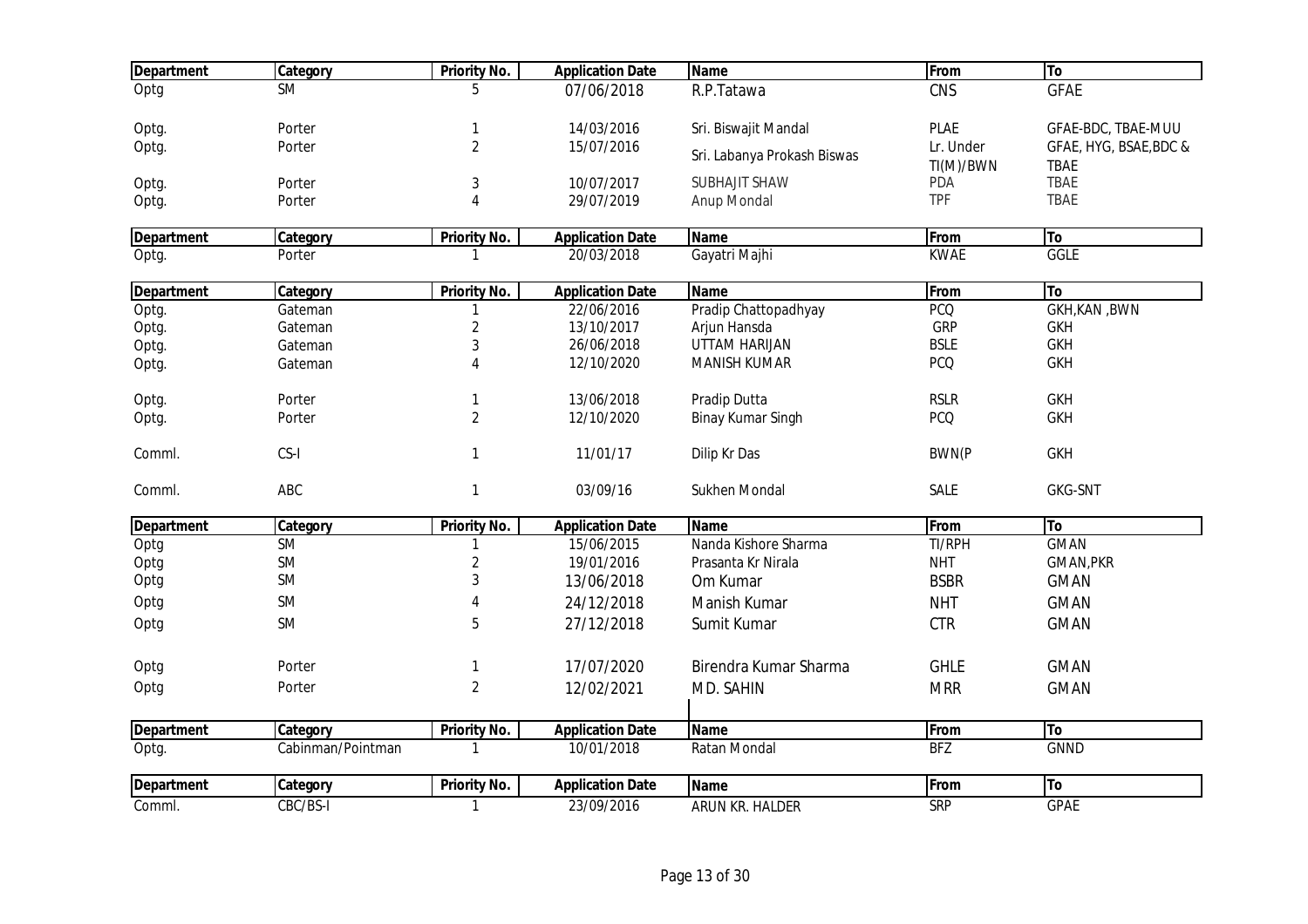| Department | Category | Priority No. | Application Date | Name | From | To |
|---|---|---|---|---|---|---|
| Optg | SM | 5 | 07/06/2018 | R.P.Tatawa | CNS | GFAE |
| Optg. | Porter | 1 | 14/03/2016 | Sri. Biswajit Mandal | PLAE | GFAE-BDC, TBAE-MUU |
| Optg. | Porter | 2 | 15/07/2016 | Sri. Labanya Prokash Biswas | Lr. Under TI(M)/BWN | GFAE, HYG, BSAE,BDC & TBAE |
| Optg. | Porter | 3 | 10/07/2017 | SUBHAJIT SHAW | PDA | TBAE |
| Optg. | Porter | 4 | 29/07/2019 | Anup Mondal | TPF | TBAE |

| Department | Category | Priority No. | Application Date | Name | From | To |
|---|---|---|---|---|---|---|
| Optg. | Porter | 1 | 20/03/2018 | Gayatri Majhi | KWAE | GGLE |

| Department | Category | Priority No. | Application Date | Name | From | To |
|---|---|---|---|---|---|---|
| Optg. | Gateman | 1 | 22/06/2016 | Pradip Chattopadhyay | PCQ | GKH,KAN ,BWN |
| Optg. | Gateman | 2 | 13/10/2017 | Arjun Hansda | GRP | GKH |
| Optg. | Gateman | 3 | 26/06/2018 | UTTAM HARIJAN | BSLE | GKH |
| Optg. | Gateman | 4 | 12/10/2020 | MANISH KUMAR | PCQ | GKH |
| Optg. | Porter | 1 | 13/06/2018 | Pradip Dutta | RSLR | GKH |
| Optg. | Porter | 2 | 12/10/2020 | Binay Kumar Singh | PCQ | GKH |
| Comml. | CS-I | 1 | 11/01/17 | Dilip Kr Das | BWN(P | GKH |
| Comml. | ABC | 1 | 03/09/16 | Sukhen Mondal | SALE | GKG-SNT |

| Department | Category | Priority No. | Application Date | Name | From | To |
|---|---|---|---|---|---|---|
| Optg | SM | 1 | 15/06/2015 | Nanda Kishore Sharma | TI/RPH | GMAN |
| Optg | SM | 2 | 19/01/2016 | Prasanta Kr Nirala | NHT | GMAN,PKR |
| Optg | SM | 3 | 13/06/2018 | Om Kumar | BSBR | GMAN |
| Optg | SM | 4 | 24/12/2018 | Manish Kumar | NHT | GMAN |
| Optg | SM | 5 | 27/12/2018 | Sumit Kumar | CTR | GMAN |
| Optg | Porter | 1 | 17/07/2020 | Birendra Kumar Sharma | GHLE | GMAN |
| Optg | Porter | 2 | 12/02/2021 | MD. SAHIN | MRR | GMAN |

| Department | Category | Priority No. | Application Date | Name | From | To |
|---|---|---|---|---|---|---|
| Optg. | Cabinman/Pointman | 1 | 10/01/2018 | Ratan Mondal | BFZ | GNND |

| Department | Category | Priority No. | Application Date | Name | From | To |
|---|---|---|---|---|---|---|
| Comml. | CBC/BS-I | 1 | 23/09/2016 | ARUN KR. HALDER | SRP | GPAE |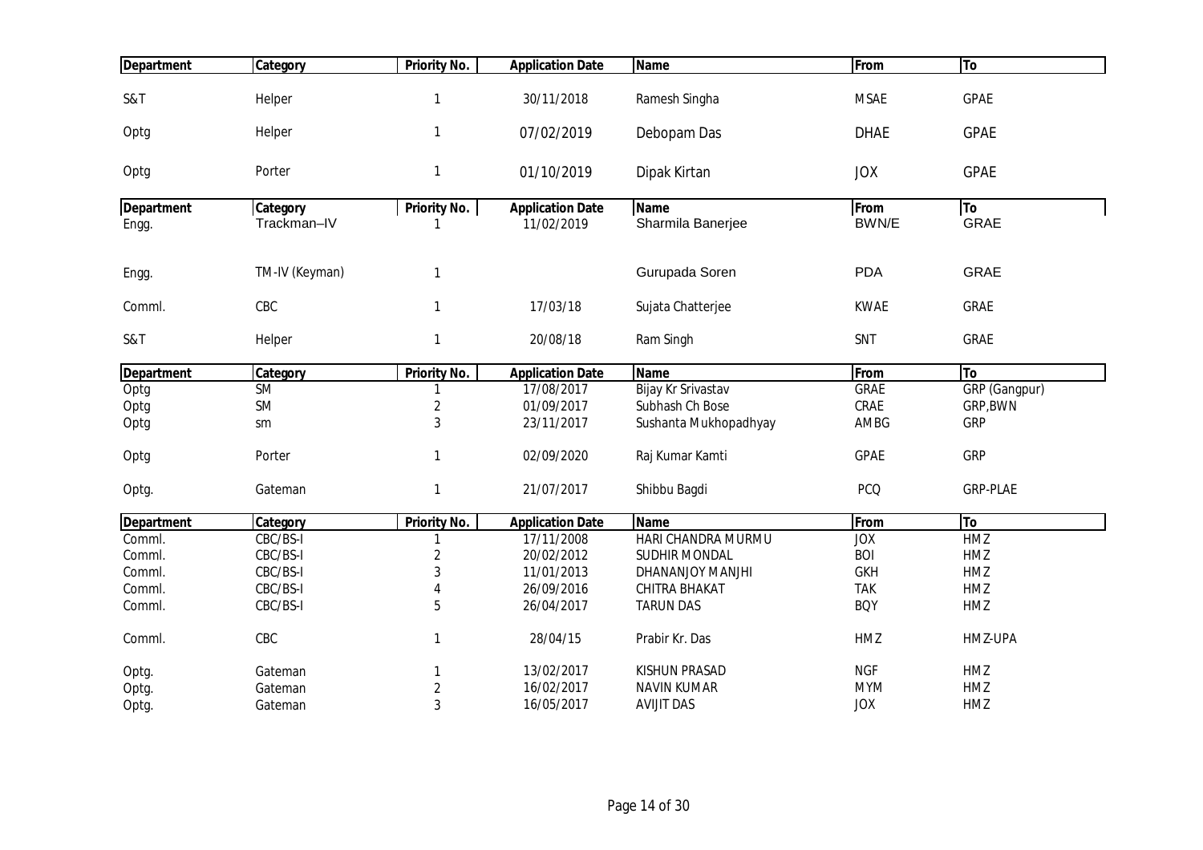| Department | Category | Priority No. | Application Date | Name | From | To |
|---|---|---|---|---|---|---|
| S&T | Helper | 1 | 30/11/2018 | Ramesh Singha | MSAE | GPAE |
| Optg | Helper | 1 | 07/02/2019 | Debopam Das | DHAE | GPAE |
| Optg | Porter | 1 | 01/10/2019 | Dipak Kirtan | JOX | GPAE |

| Department | Category | Priority No. | Application Date | Name | From | To |
|---|---|---|---|---|---|---|
| Engg. | Trackman–IV | 1 | 11/02/2019 | Sharmila Banerjee | BWN/E | GRAE |
| Engg. | TM-IV (Keyman) | 1 | | Gurupada Soren | PDA | GRAE |
| Comml. | CBC | 1 | 17/03/18 | Sujata Chatterjee | KWAE | GRAE |
| S&T | Helper | 1 | 20/08/18 | Ram Singh | SNT | GRAE |

| Department | Category | Priority No. | Application Date | Name | From | To |
|---|---|---|---|---|---|---|
| Optg | SM | 1 | 17/08/2017 | Bijay Kr Srivastav | GRAE | GRP (Gangpur) |
| Optg | SM | 2 | 01/09/2017 | Subhash Ch Bose | CRAE | GRP,BWN |
| Optg | sm | 3 | 23/11/2017 | Sushanta Mukhopadhyay | AMBG | GRP |
| Optg | Porter | 1 | 02/09/2020 | Raj Kumar Kamti | GPAE | GRP |
| Optg. | Gateman | 1 | 21/07/2017 | Shibbu Bagdi | PCQ | GRP-PLAE |

| Department | Category | Priority No. | Application Date | Name | From | To |
|---|---|---|---|---|---|---|
| Comml. | CBC/BS-I | 1 | 17/11/2008 | HARI CHANDRA MURMU | JOX | HMZ |
| Comml. | CBC/BS-I | 2 | 20/02/2012 | SUDHIR MONDAL | BOI | HMZ |
| Comml. | CBC/BS-I | 3 | 11/01/2013 | DHANANJOY MANJHI | GKH | HMZ |
| Comml. | CBC/BS-I | 4 | 26/09/2016 | CHITRA BHAKAT | TAK | HMZ |
| Comml. | CBC/BS-I | 5 | 26/04/2017 | TARUN DAS | BQY | HMZ |
| Comml. | CBC | 1 | 28/04/15 | Prabir Kr. Das | HMZ | HMZ-UPA |
| Optg. | Gateman | 1 | 13/02/2017 | KISHUN PRASAD | NGF | HMZ |
| Optg. | Gateman | 2 | 16/02/2017 | NAVIN KUMAR | MYM | HMZ |
| Optg. | Gateman | 3 | 16/05/2017 | AVIJIT DAS | JOX | HMZ |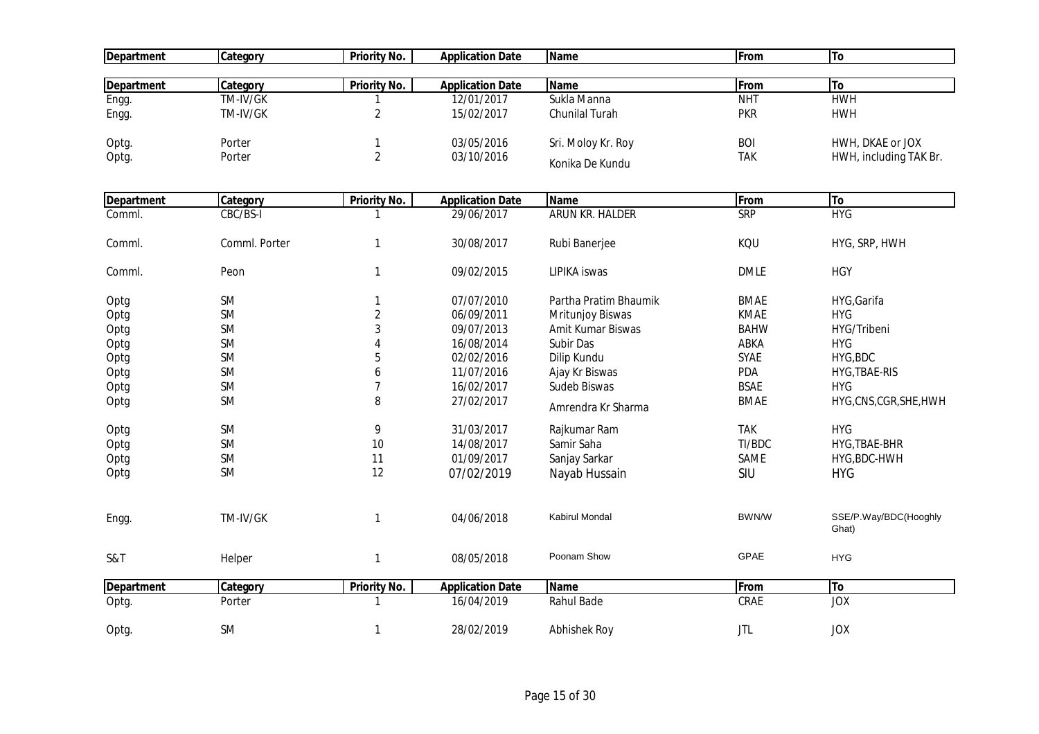| Department | Category | Priority No. | Application Date | Name | From | To |
|---|---|---|---|---|---|---|

| Department | Category | Priority No. | Application Date | Name | From | To |
|---|---|---|---|---|---|---|
| Engg. | TM-IV/GK | 1 | 12/01/2017 | Sukla Manna | NHT | HWH |
| Engg. | TM-IV/GK | 2 | 15/02/2017 | Chunilal Turah | PKR | HWH |
| Optg. | Porter | 1 | 03/05/2016 | Sri. Moloy Kr. Roy | BOI | HWH, DKAE or JOX |
| Optg. | Porter | 2 | 03/10/2016 | Konika De Kundu | TAK | HWH, including TAK Br. |

| Department | Category | Priority No. | Application Date | Name | From | To |
|---|---|---|---|---|---|---|
| Comml. | CBC/BS-I | 1 | 29/06/2017 | ARUN KR. HALDER | SRP | HYG |
| Comml. | Comml. Porter | 1 | 30/08/2017 | Rubi Banerjee | KQU | HYG, SRP, HWH |
| Comml. | Peon | 1 | 09/02/2015 | LIPIKA iswas | DMLE | HGY |
| Optg | SM | 1 | 07/07/2010 | Partha Pratim Bhaumik | BMAE | HYG,Garifa |
| Optg | SM | 2 | 06/09/2011 | Mritunjoy Biswas | KMAE | HYG |
| Optg | SM | 3 | 09/07/2013 | Amit Kumar Biswas | BAHW | HYG/Tribeni |
| Optg | SM | 4 | 16/08/2014 | Subir Das | ABKA | HYG |
| Optg | SM | 5 | 02/02/2016 | Dilip Kundu | SYAE | HYG,BDC |
| Optg | SM | 6 | 11/07/2016 | Ajay Kr Biswas | PDA | HYG,TBAE-RIS |
| Optg | SM | 7 | 16/02/2017 | Sudeb Biswas | BSAE | HYG |
| Optg | SM | 8 | 27/02/2017 | Amrendra Kr Sharma | BMAE | HYG,CNS,CGR,SHE,HWH |
| Optg | SM | 9 | 31/03/2017 | Rajkumar Ram | TAK | HYG |
| Optg | SM | 10 | 14/08/2017 | Samir Saha | TI/BDC | HYG,TBAE-BHR |
| Optg | SM | 11 | 01/09/2017 | Sanjay Sarkar | SAME | HYG,BDC-HWH |
| Optg | SM | 12 | 07/02/2019 | Nayab Hussain | SIU | HYG |
| Engg. | TM-IV/GK | 1 | 04/06/2018 | Kabirul Mondal | BWN/W | SSE/P.Way/BDC(Hooghly Ghat) |
| S&T | Helper | 1 | 08/05/2018 | Poonam Show | GPAE | HYG |

| Department | Category | Priority No. | Application Date | Name | From | To |
|---|---|---|---|---|---|---|
| Optg. | Porter | 1 | 16/04/2019 | Rahul Bade | CRAE | JOX |
| Optg. | SM | 1 | 28/02/2019 | Abhishek Roy | JTL | JOX |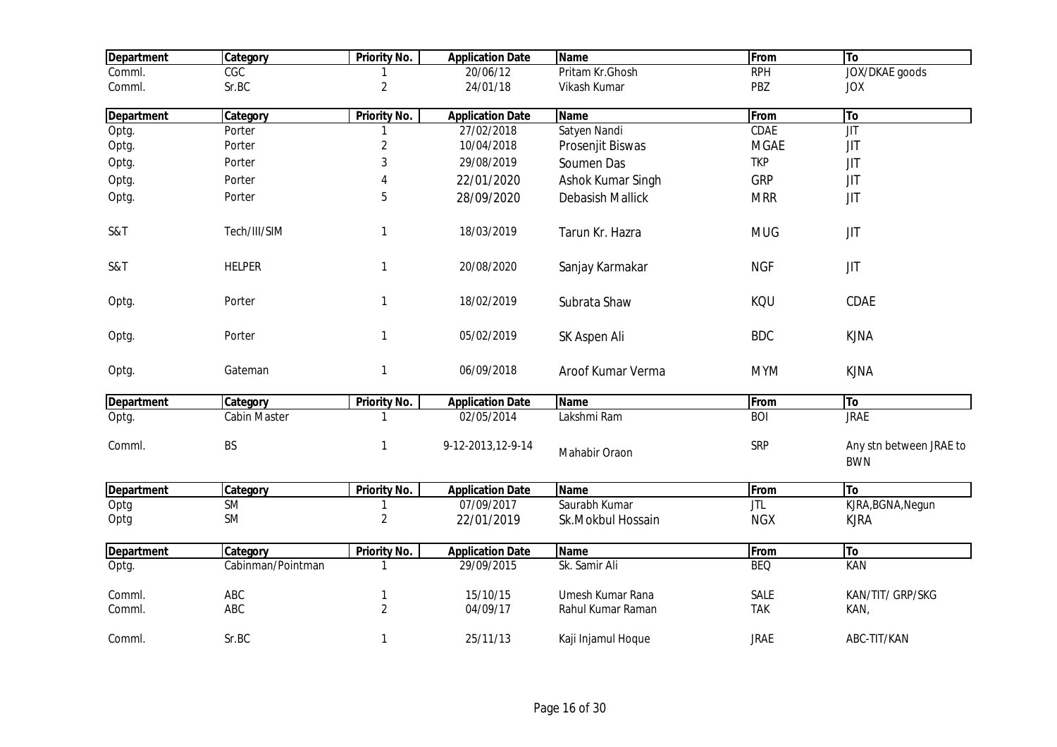| Department | Category | Priority No. | Application Date | Name | From | To |
|---|---|---|---|---|---|---|
| Comml. | CGC | 1 | 20/06/12 | Pritam Kr.Ghosh | RPH | JOX/DKAE goods |
| Comml. | Sr.BC | 2 | 24/01/18 | Vikash Kumar | PBZ | JOX |

| Department | Category | Priority No. | Application Date | Name | From | To |
|---|---|---|---|---|---|---|
| Optg. | Porter | 1 | 27/02/2018 | Satyen Nandi | CDAE | JIT |
| Optg. | Porter | 2 | 10/04/2018 | Prosenjit Biswas | MGAE | JIT |
| Optg. | Porter | 3 | 29/08/2019 | Soumen Das | TKP | JIT |
| Optg. | Porter | 4 | 22/01/2020 | Ashok Kumar Singh | GRP | JIT |
| Optg. | Porter | 5 | 28/09/2020 | Debasish Mallick | MRR | JIT |
| S&T | Tech/III/SIM | 1 | 18/03/2019 | Tarun Kr. Hazra | MUG | JIT |
| S&T | HELPER | 1 | 20/08/2020 | Sanjay Karmakar | NGF | JIT |
| Optg. | Porter | 1 | 18/02/2019 | Subrata Shaw | KQU | CDAE |
| Optg. | Porter | 1 | 05/02/2019 | SK Aspen Ali | BDC | KJNA |
| Optg. | Gateman | 1 | 06/09/2018 | Aroof Kumar Verma | MYM | KJNA |

| Department | Category | Priority No. | Application Date | Name | From | To |
|---|---|---|---|---|---|---|
| Optg. | Cabin Master | 1 | 02/05/2014 | Lakshmi Ram | BOI | JRAE |
| Comml. | BS | 1 | 9-12-2013,12-9-14 | Mahabir Oraon | SRP | Any stn between JRAE to BWN |

| Department | Category | Priority No. | Application Date | Name | From | To |
|---|---|---|---|---|---|---|
| Optg | SM | 1 | 07/09/2017 | Saurabh Kumar | JTL | KJRA,BGNA,Negun |
| Optg | SM | 2 | 22/01/2019 | Sk.Mokbul Hossain | NGX | KJRA |

| Department | Category | Priority No. | Application Date | Name | From | To |
|---|---|---|---|---|---|---|
| Optg. | Cabinman/Pointman | 1 | 29/09/2015 | Sk. Samir Ali | BEQ | KAN |
| Comml. | ABC | 1 | 15/10/15 | Umesh Kumar Rana | SALE | KAN/TIT/ GRP/SKG |
| Comml. | ABC | 2 | 04/09/17 | Rahul Kumar Raman | TAK | KAN, |
| Comml. | Sr.BC | 1 | 25/11/13 | Kaji Injamul Hoque | JRAE | ABC-TIT/KAN |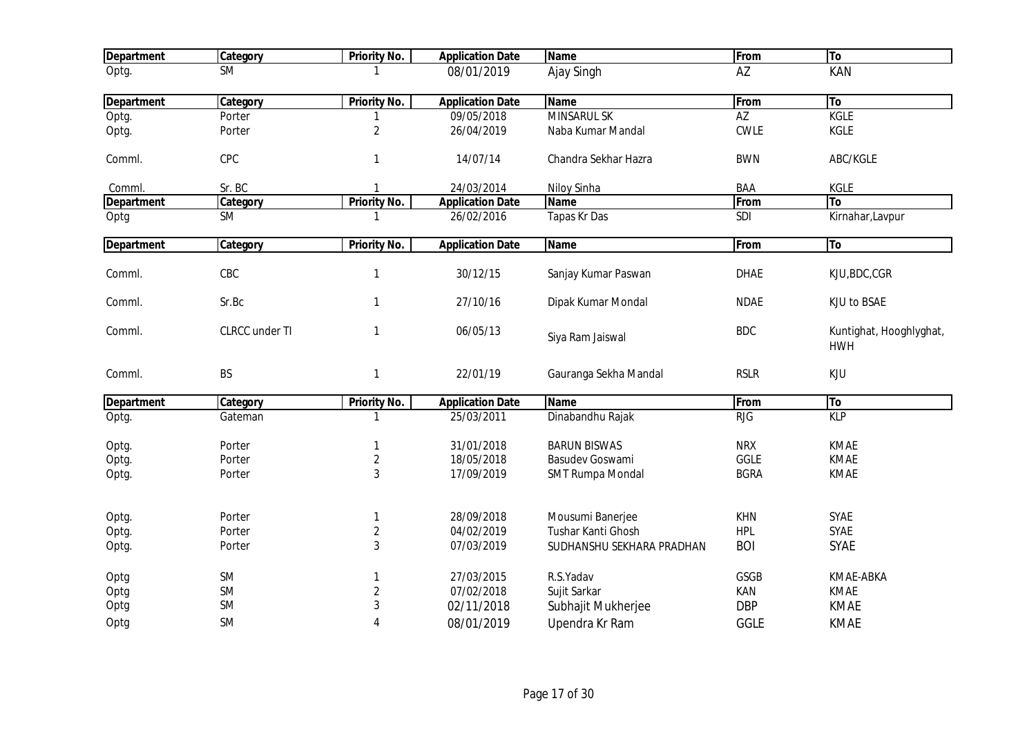| Department | Category | Priority No. | Application Date | Name | From | To |
|---|---|---|---|---|---|---|
| Optg. | SM | 1 | 08/01/2019 | Ajay Singh | AZ | KAN |

| Department | Category | Priority No. | Application Date | Name | From | To |
|---|---|---|---|---|---|---|
| Optg. | Porter | 1 | 09/05/2018 | MINSARUL SK | AZ | KGLE |
| Optg. | Porter | 2 | 26/04/2019 | Naba Kumar Mandal | CWLE | KGLE |
| Comml. | CPC | 1 | 14/07/14 | Chandra Sekhar Hazra | BWN | ABC/KGLE |
| Comml. | Sr. BC | 1 | 24/03/2014 | Niloy Sinha | BAA | KGLE |

| Department | Category | Priority No. | Application Date | Name | From | To |
|---|---|---|---|---|---|---|
| Optg | SM | 1 | 26/02/2016 | Tapas Kr Das | SDI | Kirnahar,Lavpur |

| Department | Category | Priority No. | Application Date | Name | From | To |
|---|---|---|---|---|---|---|
| Comml. | CBC | 1 | 30/12/15 | Sanjay Kumar Paswan | DHAE | KJU,BDC,CGR |
| Comml. | Sr.Bc | 1 | 27/10/16 | Dipak Kumar Mondal | NDAE | KJU to BSAE |
| Comml. | CLRCC under TI | 1 | 06/05/13 | Siya Ram Jaiswal | BDC | Kuntighat, Hooghlyghat, HWH |
| Comml. | BS | 1 | 22/01/19 | Gauranga Sekha Mandal | RSLR | KJU |

| Department | Category | Priority No. | Application Date | Name | From | To |
|---|---|---|---|---|---|---|
| Optg. | Gateman | 1 | 25/03/2011 | Dinabandhu Rajak | RJG | KLP |
| Optg. | Porter | 1 | 31/01/2018 | BARUN BISWAS | NRX | KMAE |
| Optg. | Porter | 2 | 18/05/2018 | Basudev Goswami | GGLE | KMAE |
| Optg. | Porter | 3 | 17/09/2019 | SMT Rumpa Mondal | BGRA | KMAE |
| Optg. | Porter | 1 | 28/09/2018 | Mousumi Banerjee | KHN | SYAE |
| Optg. | Porter | 2 | 04/02/2019 | Tushar Kanti Ghosh | HPL | SYAE |
| Optg. | Porter | 3 | 07/03/2019 | SUDHANSHU SEKHARA PRADHAN | BOI | SYAE |
| Optg | SM | 1 | 27/03/2015 | R.S.Yadav | GSGB | KMAE-ABKA |
| Optg | SM | 2 | 07/02/2018 | Sujit Sarkar | KAN | KMAE |
| Optg | SM | 3 | 02/11/2018 | Subhajit Mukherjee | DBP | KMAE |
| Optg | SM | 4 | 08/01/2019 | Upendra Kr Ram | GGLE | KMAE |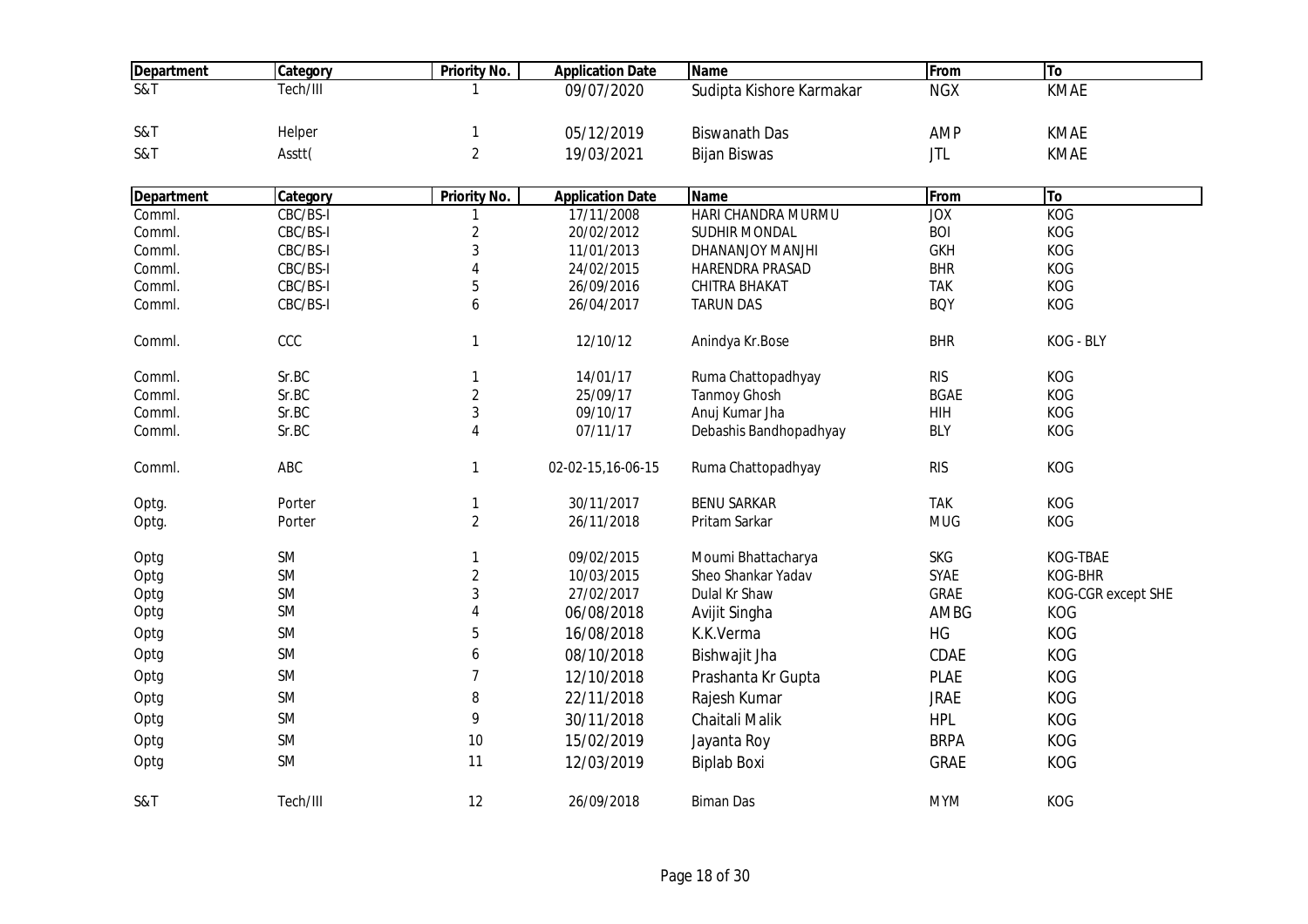| Department | Category | Priority No. | Application Date | Name | From | To |
|---|---|---|---|---|---|---|
| S&T | Tech/III | 1 | 09/07/2020 | Sudipta Kishore Karmakar | NGX | KMAE |
| S&T | Helper | 1 | 05/12/2019 | Biswanath Das | AMP | KMAE |
| S&T | Asstt( | 2 | 19/03/2021 | Bijan Biswas | JTL | KMAE |

| Department | Category | Priority No. | Application Date | Name | From | To |
|---|---|---|---|---|---|---|
| Comml. | CBC/BS-I | 1 | 17/11/2008 | HARI CHANDRA MURMU | JOX | KOG |
| Comml. | CBC/BS-I | 2 | 20/02/2012 | SUDHIR MONDAL | BOI | KOG |
| Comml. | CBC/BS-I | 3 | 11/01/2013 | DHANANJOY MANJHI | GKH | KOG |
| Comml. | CBC/BS-I | 4 | 24/02/2015 | HARENDRA PRASAD | BHR | KOG |
| Comml. | CBC/BS-I | 5 | 26/09/2016 | CHITRA BHAKAT | TAK | KOG |
| Comml. | CBC/BS-I | 6 | 26/04/2017 | TARUN DAS | BQY | KOG |
| Comml. | CCC | 1 | 12/10/12 | Anindya Kr.Bose | BHR | KOG - BLY |
| Comml. | Sr.BC | 1 | 14/01/17 | Ruma Chattopadhyay | RIS | KOG |
| Comml. | Sr.BC | 2 | 25/09/17 | Tanmoy Ghosh | BGAE | KOG |
| Comml. | Sr.BC | 3 | 09/10/17 | Anuj Kumar Jha | HIH | KOG |
| Comml. | Sr.BC | 4 | 07/11/17 | Debashis Bandhopadhyay | BLY | KOG |
| Comml. | ABC | 1 | 02-02-15,16-06-15 | Ruma Chattopadhyay | RIS | KOG |
| Optg. | Porter | 1 | 30/11/2017 | BENU SARKAR | TAK | KOG |
| Optg. | Porter | 2 | 26/11/2018 | Pritam Sarkar | MUG | KOG |
| Optg | SM | 1 | 09/02/2015 | Moumi Bhattacharya | SKG | KOG-TBAE |
| Optg | SM | 2 | 10/03/2015 | Sheo Shankar Yadav | SYAE | KOG-BHR |
| Optg | SM | 3 | 27/02/2017 | Dulal Kr Shaw | GRAE | KOG-CGR except SHE |
| Optg | SM | 4 | 06/08/2018 | Avijit Singha | AMBG | KOG |
| Optg | SM | 5 | 16/08/2018 | K.K.Verma | HG | KOG |
| Optg | SM | 6 | 08/10/2018 | Bishwajit Jha | CDAE | KOG |
| Optg | SM | 7 | 12/10/2018 | Prashanta Kr Gupta | PLAE | KOG |
| Optg | SM | 8 | 22/11/2018 | Rajesh Kumar | JRAE | KOG |
| Optg | SM | 9 | 30/11/2018 | Chaitali Malik | HPL | KOG |
| Optg | SM | 10 | 15/02/2019 | Jayanta Roy | BRPA | KOG |
| Optg | SM | 11 | 12/03/2019 | Biplab Boxi | GRAE | KOG |
| S&T | Tech/III | 12 | 26/09/2018 | Biman Das | MYM | KOG |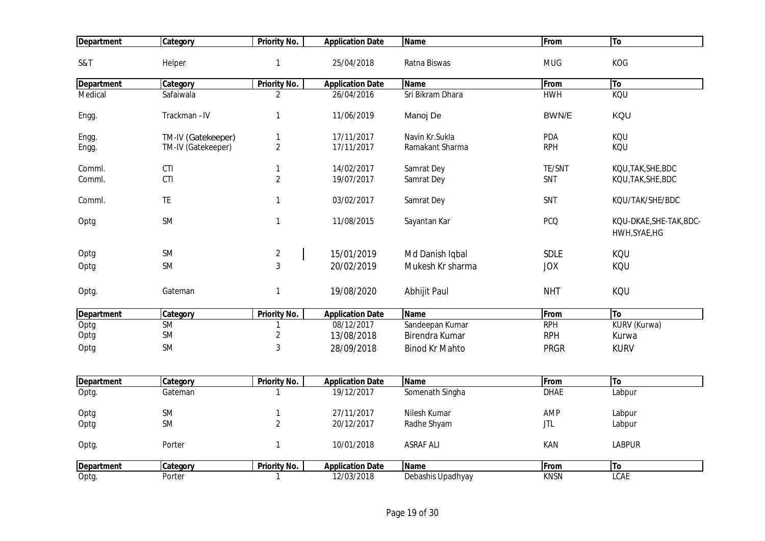| Department | Category | Priority No. | Application Date | Name | From | To |
|---|---|---|---|---|---|---|
| S&T | Helper | 1 | 25/04/2018 | Ratna Biswas | MUG | KOG |

| Department | Category | Priority No. | Application Date | Name | From | To |
|---|---|---|---|---|---|---|
| Medical | Safaiwala | 2 | 26/04/2016 | Sri Bikram Dhara | HWH | KQU |
| Engg. | Trackman –IV | 1 | 11/06/2019 | Manoj De | BWN/E | KQU |
| Engg. | TM-IV (Gatekeeper) | 1 | 17/11/2017 | Navin Kr.Sukla | PDA | KQU |
| Engg. | TM-IV (Gatekeeper) | 2 | 17/11/2017 | Ramakant Sharma | RPH | KQU |
| Comml. | CTI | 1 | 14/02/2017 | Samrat Dey | TE/SNT | KQU,TAK,SHE,BDC |
| Comml. | CTI | 2 | 19/07/2017 | Samrat Dey | SNT | KQU,TAK,SHE,BDC |
| Comml. | TE | 1 | 03/02/2017 | Samrat Dey | SNT | KQU/TAK/SHE/BDC |
| Optg | SM | 1 | 11/08/2015 | Sayantan Kar | PCQ | KQU-DKAE,SHE-TAK,BDC-HWH,SYAE,HG |
| Optg | SM | 2 | 15/01/2019 | Md Danish Iqbal | SDLE | KQU |
| Optg | SM | 3 | 20/02/2019 | Mukesh Kr sharma | JOX | KQU |
| Optg. | Gateman | 1 | 19/08/2020 | Abhijit Paul | NHT | KQU |

| Department | Category | Priority No. | Application Date | Name | From | To |
|---|---|---|---|---|---|---|
| Optg | SM | 1 | 08/12/2017 | Sandeepan Kumar | RPH | KURV (Kurwa) |
| Optg | SM | 2 | 13/08/2018 | Birendra Kumar | RPH | Kurwa |
| Optg | SM | 3 | 28/09/2018 | Binod Kr Mahto | PRGR | KURV |

| Department | Category | Priority No. | Application Date | Name | From | To |
|---|---|---|---|---|---|---|
| Optg. | Gateman | 1 | 19/12/2017 | Somenath Singha | DHAE | Labpur |
| Optg | SM | 1 | 27/11/2017 | Nilesh Kumar | AMP | Labpur |
| Optg | SM | 2 | 20/12/2017 | Radhe Shyam | JTL | Labpur |
| Optg. | Porter | 1 | 10/01/2018 | ASRAF ALI | KAN | LABPUR |

| Department | Category | Priority No. | Application Date | Name | From | To |
|---|---|---|---|---|---|---|
| Optg. | Porter | 1 | 12/03/2018 | Debashis Upadhyay | KNSN | LCAE |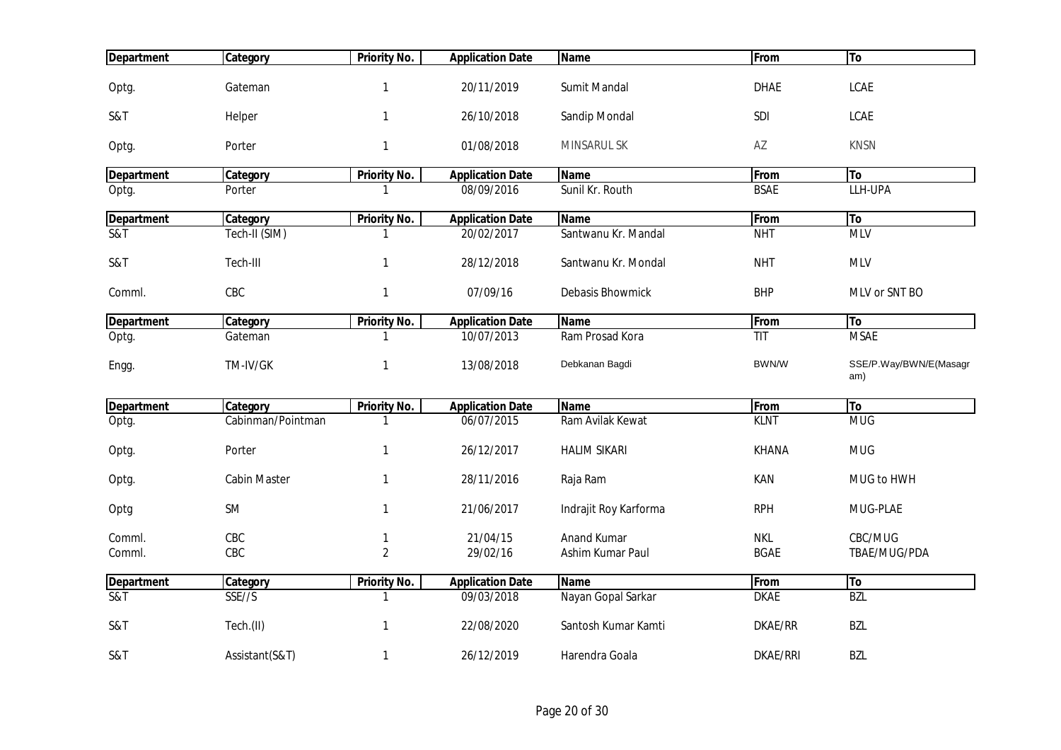| Department | Category | Priority No. | Application Date | Name | From | To |
|---|---|---|---|---|---|---|
| Optg. | Gateman | 1 | 20/11/2019 | Sumit Mandal | DHAE | LCAE |
| S&T | Helper | 1 | 26/10/2018 | Sandip Mondal | SDI | LCAE |
| Optg. | Porter | 1 | 01/08/2018 | MINSARUL SK | AZ | KNSN |

| Department | Category | Priority No. | Application Date | Name | From | To |
|---|---|---|---|---|---|---|
| Optg. | Porter | 1 | 08/09/2016 | Sunil Kr. Routh | BSAE | LLH-UPA |

| Department | Category | Priority No. | Application Date | Name | From | To |
|---|---|---|---|---|---|---|
| S&T | Tech-II (SIM) | 1 | 20/02/2017 | Santwanu Kr. Mandal | NHT | MLV |
| S&T | Tech-III | 1 | 28/12/2018 | Santwanu Kr. Mondal | NHT | MLV |
| Comml. | CBC | 1 | 07/09/16 | Debasis Bhowmick | BHP | MLV or SNT BO |

| Department | Category | Priority No. | Application Date | Name | From | To |
|---|---|---|---|---|---|---|
| Optg. | Gateman | 1 | 10/07/2013 | Ram Prosad Kora | TIT | MSAE |
| Engg. | TM-IV/GK | 1 | 13/08/2018 | Debkanan Bagdi | BWN/W | SSE/P.Way/BWN/E(Masagram) |

| Department | Category | Priority No. | Application Date | Name | From | To |
|---|---|---|---|---|---|---|
| Optg. | Cabinman/Pointman | 1 | 06/07/2015 | Ram Avilak Kewat | KLNT | MUG |
| Optg. | Porter | 1 | 26/12/2017 | HALIM SIKARI | KHANA | MUG |
| Optg. | Cabin Master | 1 | 28/11/2016 | Raja Ram | KAN | MUG to HWH |
| Optg | SM | 1 | 21/06/2017 | Indrajit Roy Karforma | RPH | MUG-PLAE |
| Comml. | CBC | 1 | 21/04/15 | Anand Kumar | NKL | CBC/MUG |
| Comml. | CBC | 2 | 29/02/16 | Ashim Kumar Paul | BGAE | TBAE/MUG/PDA |

| Department | Category | Priority No. | Application Date | Name | From | To |
|---|---|---|---|---|---|---|
| S&T | SSE//S | 1 | 09/03/2018 | Nayan Gopal Sarkar | DKAE | BZL |
| S&T | Tech.(II) | 1 | 22/08/2020 | Santosh Kumar Kamti | DKAE/RR | BZL |
| S&T | Assistant(S&T) | 1 | 26/12/2019 | Harendra Goala | DKAE/RRI | BZL |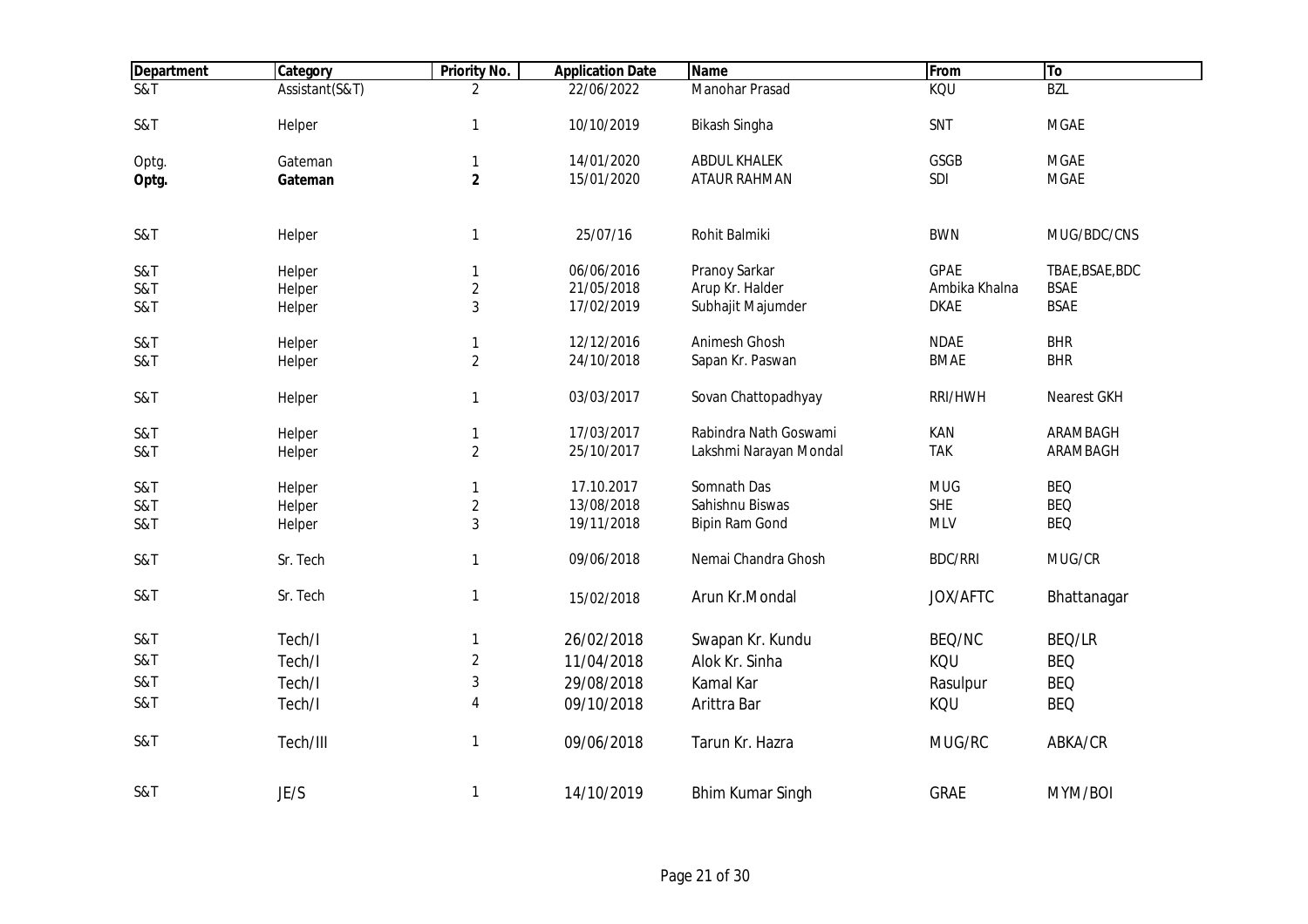| Department | Category | Priority No. | Application Date | Name | From | To |
|---|---|---|---|---|---|---|
| S&T | Assistant(S&T) | 2 | 22/06/2022 | Manohar Prasad | KQU | BZL |
| S&T | Helper | 1 | 10/10/2019 | Bikash Singha | SNT | MGAE |
| Optg. | Gateman | 1 | 14/01/2020 | ABDUL KHALEK | GSGB | MGAE |
| **Optg.** | **Gateman** | **2** | 15/01/2020 | ATAUR RAHMAN | SDI | MGAE |
| S&T | Helper | 1 | 25/07/16 | Rohit Balmiki | BWN | MUG/BDC/CNS |
| S&T | Helper | 1 | 06/06/2016 | Pranoy Sarkar | GPAE | TBAE,BSAE,BDC |
| S&T | Helper | 2 | 21/05/2018 | Arup Kr. Halder | Ambika Khalna | BSAE |
| S&T | Helper | 3 | 17/02/2019 | Subhajit Majumder | DKAE | BSAE |
| S&T | Helper | 1 | 12/12/2016 | Animesh Ghosh | NDAE | BHR |
| S&T | Helper | 2 | 24/10/2018 | Sapan Kr. Paswan | BMAE | BHR |
| S&T | Helper | 1 | 03/03/2017 | Sovan Chattopadhyay | RRI/HWH | Nearest GKH |
| S&T | Helper | 1 | 17/03/2017 | Rabindra Nath Goswami | KAN | ARAMBAGH |
| S&T | Helper | 2 | 25/10/2017 | Lakshmi Narayan Mondal | TAK | ARAMBAGH |
| S&T | Helper | 1 | 17.10.2017 | Somnath Das | MUG | BEQ |
| S&T | Helper | 2 | 13/08/2018 | Sahishnu Biswas | SHE | BEQ |
| S&T | Helper | 3 | 19/11/2018 | Bipin Ram Gond | MLV | BEQ |
| S&T | Sr. Tech | 1 | 09/06/2018 | Nemai Chandra Ghosh | BDC/RRI | MUG/CR |
| S&T | Sr. Tech | 1 | 15/02/2018 | Arun Kr.Mondal | JOX/AFTC | Bhattanagar |
| S&T | Tech/I | 1 | 26/02/2018 | Swapan Kr. Kundu | BEQ/NC | BEQ/LR |
| S&T | Tech/I | 2 | 11/04/2018 | Alok Kr. Sinha | KQU | BEQ |
| S&T | Tech/I | 3 | 29/08/2018 | Kamal Kar | Rasulpur | BEQ |
| S&T | Tech/I | 4 | 09/10/2018 | Arittra Bar | KQU | BEQ |
| S&T | Tech/III | 1 | 09/06/2018 | Tarun Kr. Hazra | MUG/RC | ABKA/CR |
| S&T | JE/S | 1 | 14/10/2019 | Bhim Kumar Singh | GRAE | MYM/BOI |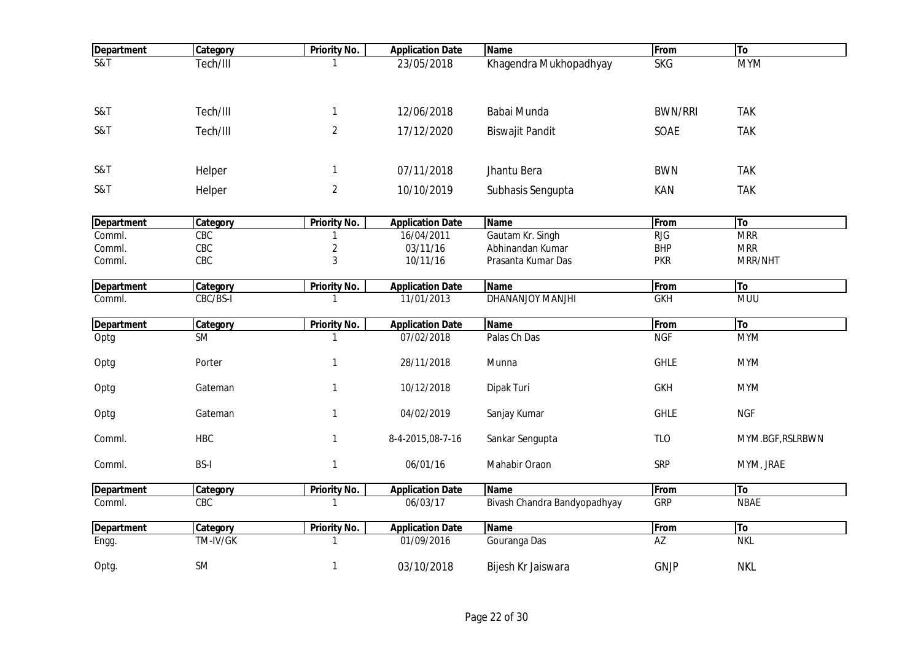| Department | Category | Priority No. | Application Date | Name | From | To |
|---|---|---|---|---|---|---|
| S&T | Tech/III | 1 | 23/05/2018 | Khagendra Mukhopadhyay | SKG | MYM |
| S&T | Tech/III | 1 | 12/06/2018 | Babai Munda | BWN/RRI | TAK |
| S&T | Tech/III | 2 | 17/12/2020 | Biswajit Pandit | SOAE | TAK |
| S&T | Helper | 1 | 07/11/2018 | Jhantu Bera | BWN | TAK |
| S&T | Helper | 2 | 10/10/2019 | Subhasis Sengupta | KAN | TAK |

| Department | Category | Priority No. | Application Date | Name | From | To |
|---|---|---|---|---|---|---|
| Comml. | CBC | 1 | 16/04/2011 | Gautam Kr. Singh | RJG | MRR |
| Comml. | CBC | 2 | 03/11/16 | Abhinandan Kumar | BHP | MRR |
| Comml. | CBC | 3 | 10/11/16 | Prasanta Kumar Das | PKR | MRR/NHT |

| Department | Category | Priority No. | Application Date | Name | From | To |
|---|---|---|---|---|---|---|
| Comml. | CBC/BS-I | 1 | 11/01/2013 | DHANANJOY MANJHI | GKH | MUU |

| Department | Category | Priority No. | Application Date | Name | From | To |
|---|---|---|---|---|---|---|
| Optg | SM | 1 | 07/02/2018 | Palas Ch Das | NGF | MYM |
| Optg | Porter | 1 | 28/11/2018 | Munna | GHLE | MYM |
| Optg | Gateman | 1 | 10/12/2018 | Dipak Turi | GKH | MYM |
| Optg | Gateman | 1 | 04/02/2019 | Sanjay Kumar | GHLE | NGF |
| Comml. | HBC | 1 | 8-4-2015,08-7-16 | Sankar Sengupta | TLO | MYM.BGF,RSLRBWN |
| Comml. | BS-I | 1 | 06/01/16 | Mahabir Oraon | SRP | MYM, JRAE |

| Department | Category | Priority No. | Application Date | Name | From | To |
|---|---|---|---|---|---|---|
| Comml. | CBC | 1 | 06/03/17 | Bivash Chandra Bandyopadhyay | GRP | NBAE |

| Department | Category | Priority No. | Application Date | Name | From | To |
|---|---|---|---|---|---|---|
| Engg. | TM-IV/GK | 1 | 01/09/2016 | Gouranga Das | AZ | NKL |
| Optg. | SM | 1 | 03/10/2018 | Bijesh Kr Jaiswara | GNJP | NKL |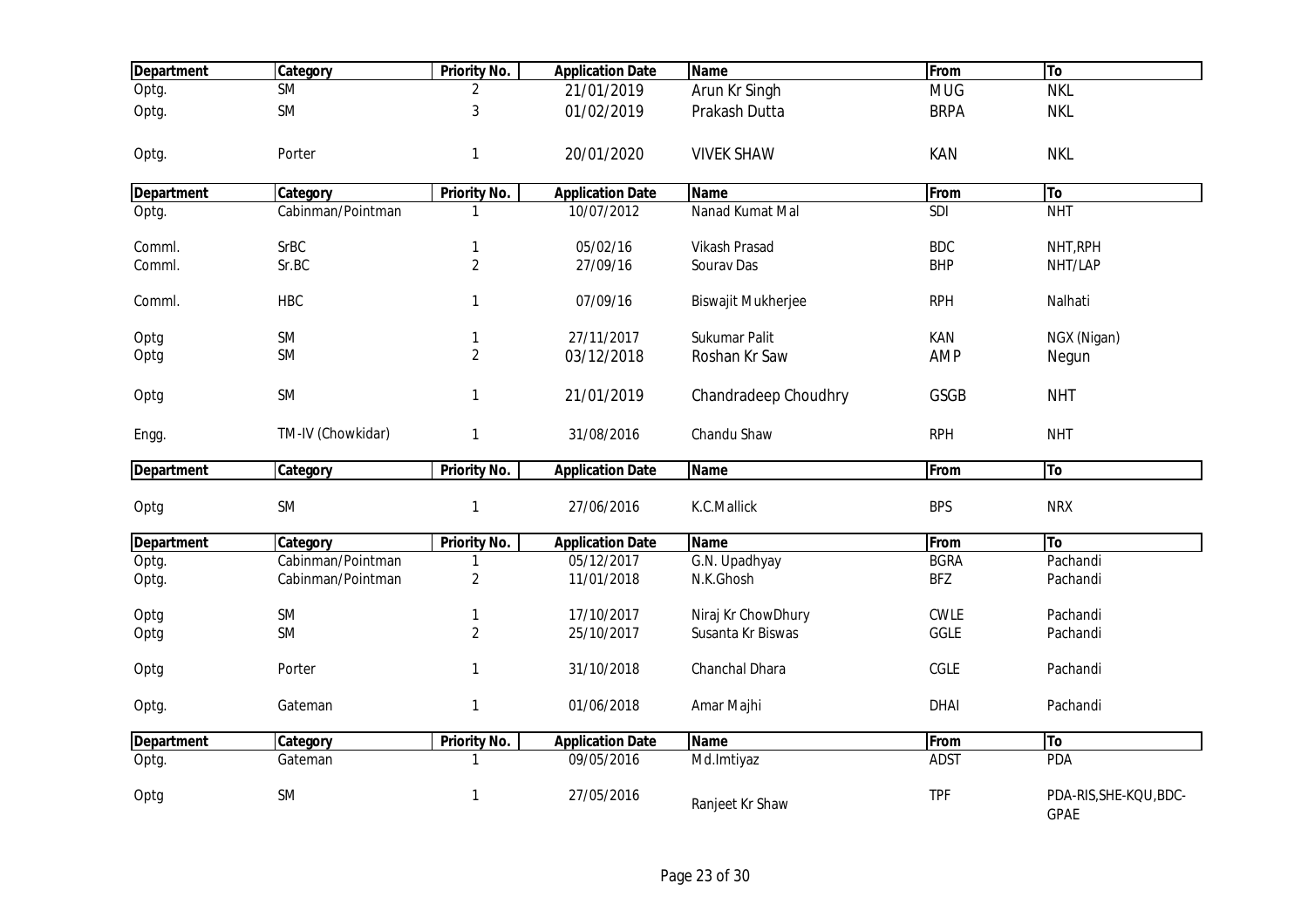| Department | Category | Priority No. | Application Date | Name | From | To |
|---|---|---|---|---|---|---|
| Optg. | SM | 2 | 21/01/2019 | Arun Kr Singh | MUG | NKL |
| Optg. | SM | 3 | 01/02/2019 | Prakash Dutta | BRPA | NKL |
| Optg. | Porter | 1 | 20/01/2020 | VIVEK SHAW | KAN | NKL |

| Department | Category | Priority No. | Application Date | Name | From | To |
|---|---|---|---|---|---|---|
| Optg. | Cabinman/Pointman | 1 | 10/07/2012 | Nanad Kumat Mal | SDI | NHT |
| Comml. | SrBC | 1 | 05/02/16 | Vikash Prasad | BDC | NHT,RPH |
| Comml. | Sr.BC | 2 | 27/09/16 | Sourav Das | BHP | NHT/LAP |
| Comml. | HBC | 1 | 07/09/16 | Biswajit Mukherjee | RPH | Nalhati |
| Optg | SM | 1 | 27/11/2017 | Sukumar Palit | KAN | NGX (Nigan) |
| Optg | SM | 2 | 03/12/2018 | Roshan Kr Saw | AMP | Negun |
| Optg | SM | 1 | 21/01/2019 | Chandradeep Choudhry | GSGB | NHT |
| Engg. | TM-IV (Chowkidar) | 1 | 31/08/2016 | Chandu Shaw | RPH | NHT |

| Department | Category | Priority No. | Application Date | Name | From | To |
|---|---|---|---|---|---|---|
| Optg | SM | 1 | 27/06/2016 | K.C.Mallick | BPS | NRX |

| Department | Category | Priority No. | Application Date | Name | From | To |
|---|---|---|---|---|---|---|
| Optg. | Cabinman/Pointman | 1 | 05/12/2017 | G.N. Upadhyay | BGRA | Pachandi |
| Optg. | Cabinman/Pointman | 2 | 11/01/2018 | N.K.Ghosh | BFZ | Pachandi |
| Optg | SM | 1 | 17/10/2017 | Niraj Kr ChowDhury | CWLE | Pachandi |
| Optg | SM | 2 | 25/10/2017 | Susanta Kr Biswas | GGLE | Pachandi |
| Optg | Porter | 1 | 31/10/2018 | Chanchal Dhara | CGLE | Pachandi |
| Optg. | Gateman | 1 | 01/06/2018 | Amar Majhi | DHAI | Pachandi |

| Department | Category | Priority No. | Application Date | Name | From | To |
|---|---|---|---|---|---|---|
| Optg. | Gateman | 1 | 09/05/2016 | Md.Imtiyaz | ADST | PDA |
| Optg | SM | 1 | 27/05/2016 | Ranjeet Kr Shaw | TPF | PDA-RIS,SHE-KQU,BDC-GPAE |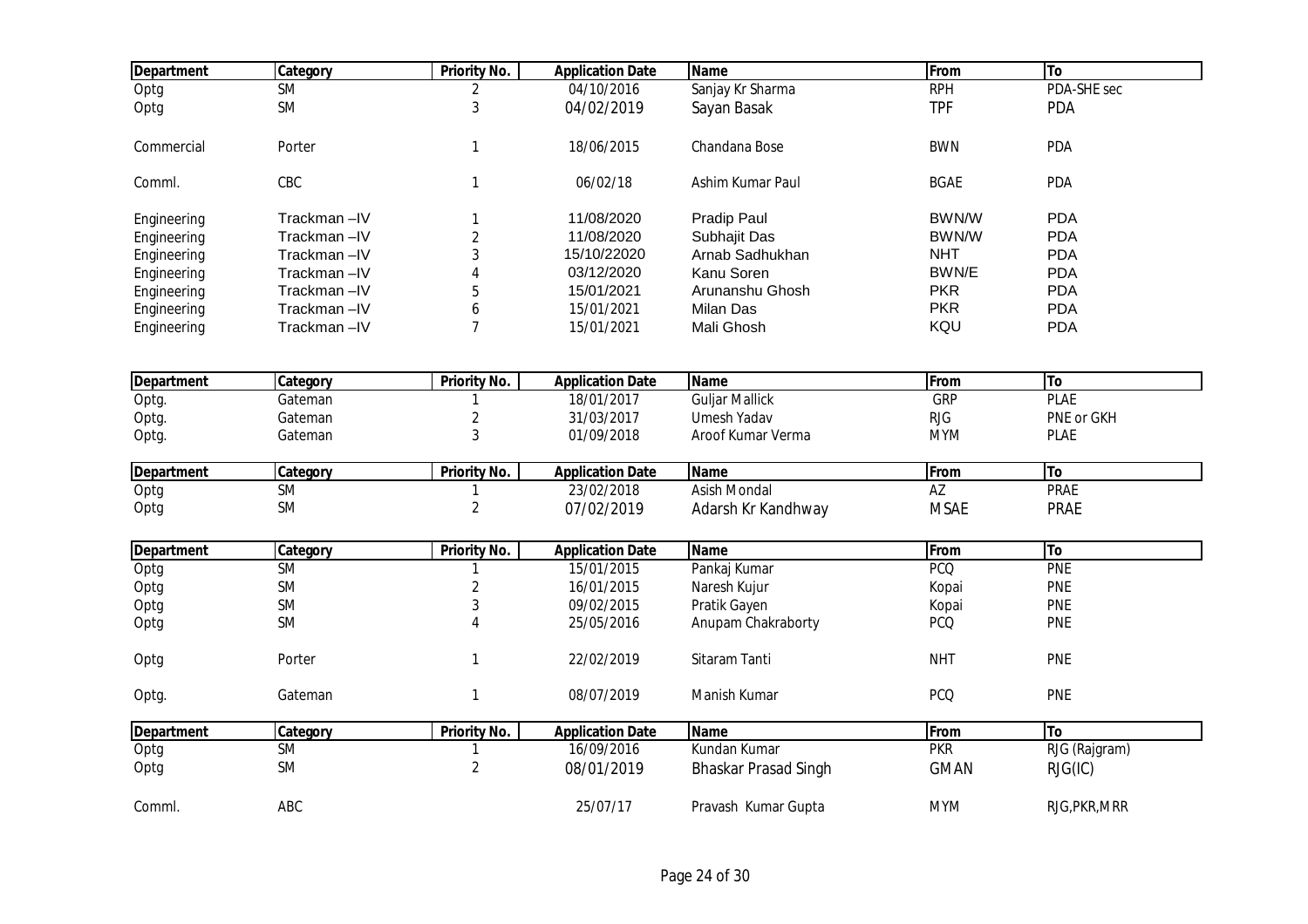| Department | Category | Priority No. | Application Date | Name | From | To |
|---|---|---|---|---|---|---|
| Optg | SM | 2 | 04/10/2016 | Sanjay Kr Sharma | RPH | PDA-SHE sec |
| Optg | SM | 3 | 04/02/2019 | Sayan Basak | TPF | PDA |
| Commercial | Porter | 1 | 18/06/2015 | Chandana Bose | BWN | PDA |
| Comml. | CBC | 1 | 06/02/18 | Ashim Kumar Paul | BGAE | PDA |
| Engineering | Trackman –IV | 1 | 11/08/2020 | Pradip Paul | BWN/W | PDA |
| Engineering | Trackman –IV | 2 | 11/08/2020 | Subhajit Das | BWN/W | PDA |
| Engineering | Trackman –IV | 3 | 15/10/22020 | Arnab Sadhukhan | NHT | PDA |
| Engineering | Trackman –IV | 4 | 03/12/2020 | Kanu Soren | BWN/E | PDA |
| Engineering | Trackman –IV | 5 | 15/01/2021 | Arunanshu Ghosh | PKR | PDA |
| Engineering | Trackman –IV | 6 | 15/01/2021 | Milan Das | PKR | PDA |
| Engineering | Trackman –IV | 7 | 15/01/2021 | Mali Ghosh | KQU | PDA |

| Department | Category | Priority No. | Application Date | Name | From | To |
|---|---|---|---|---|---|---|
| Optg. | Gateman | 1 | 18/01/2017 | Guljar Mallick | GRP | PLAE |
| Optg. | Gateman | 2 | 31/03/2017 | Umesh Yadav | RJG | PNE or GKH |
| Optg. | Gateman | 3 | 01/09/2018 | Aroof Kumar Verma | MYM | PLAE |

| Department | Category | Priority No. | Application Date | Name | From | To |
|---|---|---|---|---|---|---|
| Optg | SM | 1 | 23/02/2018 | Asish Mondal | AZ | PRAE |
| Optg | SM | 2 | 07/02/2019 | Adarsh Kr Kandhway | MSAE | PRAE |

| Department | Category | Priority No. | Application Date | Name | From | To |
|---|---|---|---|---|---|---|
| Optg | SM | 1 | 15/01/2015 | Pankaj Kumar | PCQ | PNE |
| Optg | SM | 2 | 16/01/2015 | Naresh Kujur | Kopai | PNE |
| Optg | SM | 3 | 09/02/2015 | Pratik Gayen | Kopai | PNE |
| Optg | SM | 4 | 25/05/2016 | Anupam Chakraborty | PCQ | PNE |
| Optg | Porter | 1 | 22/02/2019 | Sitaram Tanti | NHT | PNE |
| Optg. | Gateman | 1 | 08/07/2019 | Manish Kumar | PCQ | PNE |

| Department | Category | Priority No. | Application Date | Name | From | To |
|---|---|---|---|---|---|---|
| Optg | SM | 1 | 16/09/2016 | Kundan Kumar | PKR | RJG (Rajgram) |
| Optg | SM | 2 | 08/01/2019 | Bhaskar Prasad Singh | GMAN | RJG(IC) |
| Comml. | ABC | | 25/07/17 | Pravash Kumar Gupta | MYM | RJG,PKR,MRR |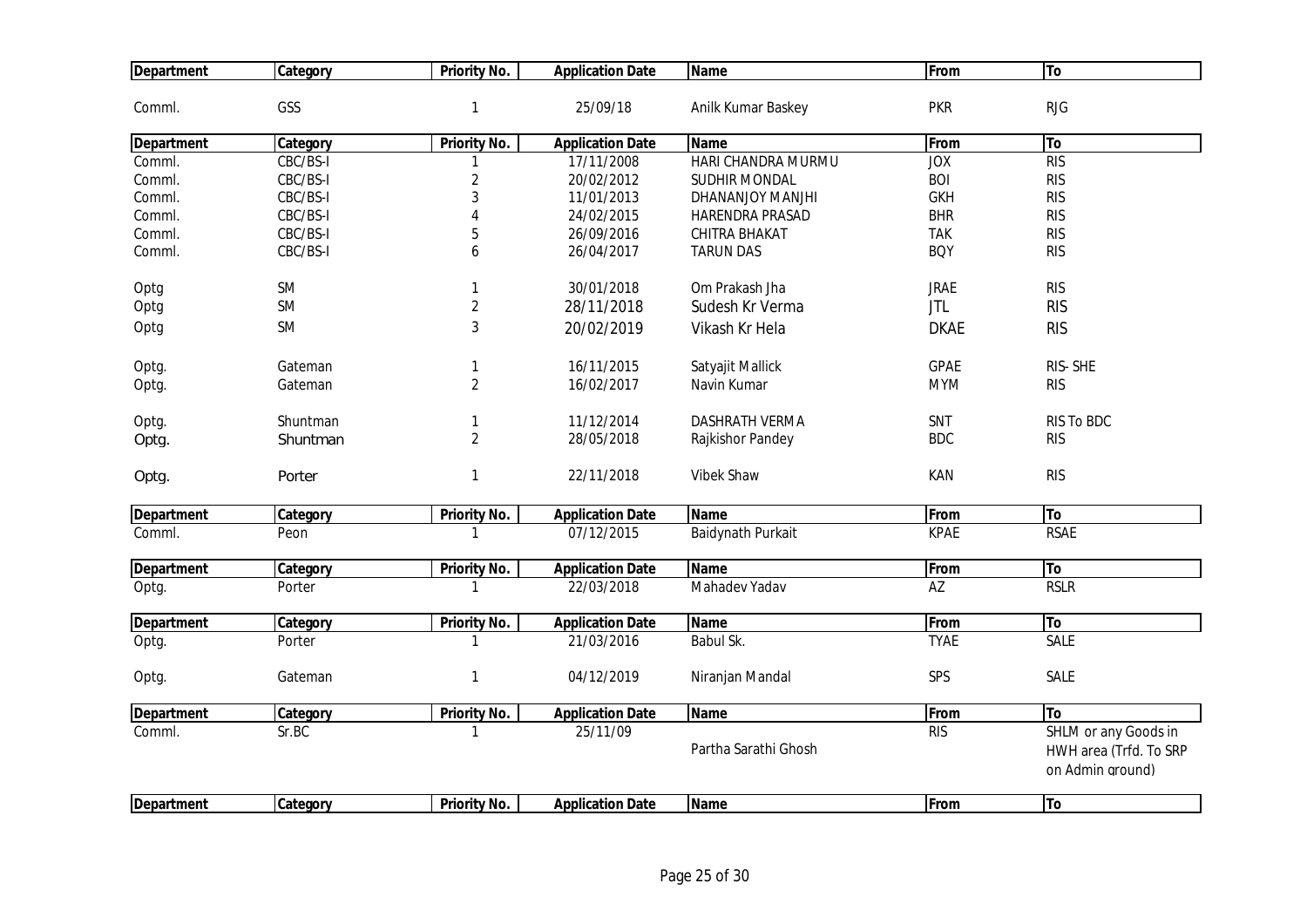| Department | Category | Priority No. | Application Date | Name | From | To |
|---|---|---|---|---|---|---|
| Comml. | GSS | 1 | 25/09/18 | Anilk Kumar Baskey | PKR | RJG |

| Department | Category | Priority No. | Application Date | Name | From | To |
|---|---|---|---|---|---|---|
| Comml. | CBC/BS-I | 1 | 17/11/2008 | HARI CHANDRA MURMU | JOX | RIS |
| Comml. | CBC/BS-I | 2 | 20/02/2012 | SUDHIR MONDAL | BOI | RIS |
| Comml. | CBC/BS-I | 3 | 11/01/2013 | DHANANJOY MANJHI | GKH | RIS |
| Comml. | CBC/BS-I | 4 | 24/02/2015 | HARENDRA PRASAD | BHR | RIS |
| Comml. | CBC/BS-I | 5 | 26/09/2016 | CHITRA BHAKAT | TAK | RIS |
| Comml. | CBC/BS-I | 6 | 26/04/2017 | TARUN DAS | BQY | RIS |
| Optg | SM | 1 | 30/01/2018 | Om Prakash Jha | JRAE | RIS |
| Optg | SM | 2 | 28/11/2018 | Sudesh Kr Verma | JTL | RIS |
| Optg | SM | 3 | 20/02/2019 | Vikash Kr Hela | DKAE | RIS |
| Optg. | Gateman | 1 | 16/11/2015 | Satyajit Mallick | GPAE | RIS- SHE |
| Optg. | Gateman | 2 | 16/02/2017 | Navin Kumar | MYM | RIS |
| Optg. | Shuntman | 1 | 11/12/2014 | DASHRATH VERMA | SNT | RIS To BDC |
| Optg. | Shuntman | 2 | 28/05/2018 | Rajkishor Pandey | BDC | RIS |
| Optg. | Porter | 1 | 22/11/2018 | Vibek Shaw | KAN | RIS |

| Department | Category | Priority No. | Application Date | Name | From | To |
|---|---|---|---|---|---|---|
| Comml. | Peon | 1 | 07/12/2015 | Baidynath Purkait | KPAE | RSAE |

| Department | Category | Priority No. | Application Date | Name | From | To |
|---|---|---|---|---|---|---|
| Optg. | Porter | 1 | 22/03/2018 | Mahadev Yadav | AZ | RSLR |

| Department | Category | Priority No. | Application Date | Name | From | To |
|---|---|---|---|---|---|---|
| Optg. | Porter | 1 | 21/03/2016 | Babul Sk. | TYAE | SALE |
| Optg. | Gateman | 1 | 04/12/2019 | Niranjan Mandal | SPS | SALE |

| Department | Category | Priority No. | Application Date | Name | From | To |
|---|---|---|---|---|---|---|
| Comml. | Sr.BC | 1 | 25/11/09 | Partha Sarathi Ghosh | RIS | SHLM or any Goods in HWH area (Trfd. To SRP on Admin ground) |

| Department | Category | Priority No. | Application Date | Name | From | To |
|---|---|---|---|---|---|---|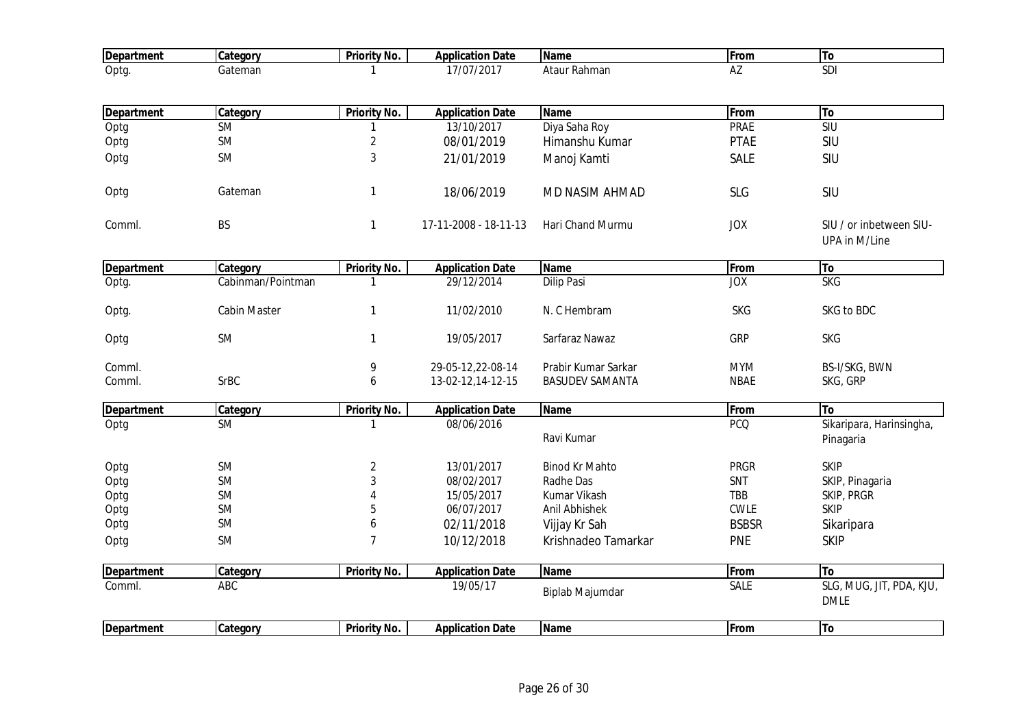| Department | Category | Priority No. | Application Date | Name | From | To |
|---|---|---|---|---|---|---|
| Optg. | Gateman | 1 | 17/07/2017 | Ataur Rahman | AZ | SDI |

| Department | Category | Priority No. | Application Date | Name | From | To |
|---|---|---|---|---|---|---|
| Optg | SM | 1 | 13/10/2017 | Diya Saha Roy | PRAE | SIU |
| Optg | SM | 2 | 08/01/2019 | Himanshu Kumar | PTAE | SIU |
| Optg | SM | 3 | 21/01/2019 | Manoj Kamti | SALE | SIU |
| Optg | Gateman | 1 | 18/06/2019 | MD NASIM AHMAD | SLG | SIU |
| Comml. | BS | 1 | 17-11-2008 - 18-11-13 | Hari Chand Murmu | JOX | SIU / or inbetween SIU-UPA in M/Line |

| Department | Category | Priority No. | Application Date | Name | From | To |
|---|---|---|---|---|---|---|
| Optg. | Cabinman/Pointman | 1 | 29/12/2014 | Dilip Pasi | JOX | SKG |
| Optg. | Cabin Master | 1 | 11/02/2010 | N. C Hembram | SKG | SKG to BDC |
| Optg | SM | 1 | 19/05/2017 | Sarfaraz Nawaz | GRP | SKG |
| Comml. | | 9 | 29-05-12,22-08-14 | Prabir Kumar Sarkar | MYM | BS-I/SKG, BWN |
| Comml. | SrBC | 6 | 13-02-12,14-12-15 | BASUDEV SAMANTA | NBAE | SKG, GRP |

| Department | Category | Priority No. | Application Date | Name | From | To |
|---|---|---|---|---|---|---|
| Optg | SM | 1 | 08/06/2016 | Ravi Kumar | PCQ | Sikaripara, Harinsingha, Pinagaria |
| Optg | SM | 2 | 13/01/2017 | Binod Kr Mahto | PRGR | SKIP |
| Optg | SM | 3 | 08/02/2017 | Radhe Das | SNT | SKIP, Pinagaria |
| Optg | SM | 4 | 15/05/2017 | Kumar Vikash | TBB | SKIP, PRGR |
| Optg | SM | 5 | 06/07/2017 | Anil Abhishek | CWLE | SKIP |
| Optg | SM | 6 | 02/11/2018 | Vijjay Kr Sah | BSBSR | Sikaripara |
| Optg | SM | 7 | 10/12/2018 | Krishnadeo Tamarkar | PNE | SKIP |

| Department | Category | Priority No. | Application Date | Name | From | To |
|---|---|---|---|---|---|---|
| Comml. | ABC | | 19/05/17 | Biplab Majumdar | SALE | SLG, MUG, JIT, PDA, KJU, DMLE |

| Department | Category | Priority No. | Application Date | Name | From | To |
|---|---|---|---|---|---|---|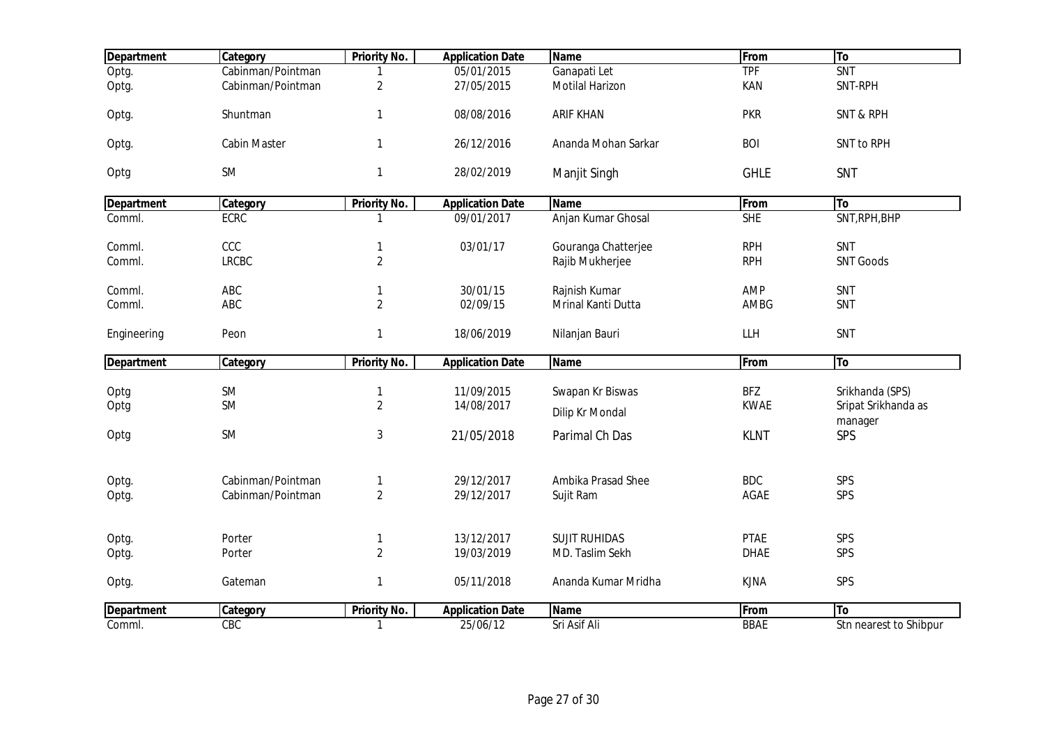| Department | Category | Priority No. | Application Date | Name | From | To |
|---|---|---|---|---|---|---|
| Optg. | Cabinman/Pointman | 1 | 05/01/2015 | Ganapati Let | TPF | SNT |
| Optg. | Cabinman/Pointman | 2 | 27/05/2015 | Motilal Harizon | KAN | SNT-RPH |
| Optg. | Shuntman | 1 | 08/08/2016 | ARIF KHAN | PKR | SNT & RPH |
| Optg. | Cabin Master | 1 | 26/12/2016 | Ananda Mohan Sarkar | BOI | SNT to RPH |
| Optg | SM | 1 | 28/02/2019 | Manjit Singh | GHLE | SNT |

| Department | Category | Priority No. | Application Date | Name | From | To |
|---|---|---|---|---|---|---|
| Comml. | ECRC | 1 | 09/01/2017 | Anjan Kumar Ghosal | SHE | SNT,RPH,BHP |
| Comml. | CCC | 1 | 03/01/17 | Gouranga Chatterjee | RPH | SNT |
| Comml. | LRCBC | 2 | | Rajib Mukherjee | RPH | SNT Goods |
| Comml. | ABC | 1 | 30/01/15 | Rajnish Kumar | AMP | SNT |
| Comml. | ABC | 2 | 02/09/15 | Mrinal Kanti Dutta | AMBG | SNT |
| Engineering | Peon | 1 | 18/06/2019 | Nilanjan Bauri | LLH | SNT |

| Department | Category | Priority No. | Application Date | Name | From | To |
|---|---|---|---|---|---|---|
| Optg | SM | 1 | 11/09/2015 | Swapan Kr Biswas | BFZ | Srikhanda (SPS) |
| Optg | SM | 2 | 14/08/2017 | Dilip Kr Mondal | KWAE | Sripat Srikhanda as manager |
| Optg | SM | 3 | 21/05/2018 | Parimal Ch Das | KLNT | SPS |
| Optg. | Cabinman/Pointman | 1 | 29/12/2017 | Ambika Prasad Shee | BDC | SPS |
| Optg. | Cabinman/Pointman | 2 | 29/12/2017 | Sujit Ram | AGAE | SPS |
| Optg. | Porter | 1 | 13/12/2017 | SUJIT RUHIDAS | PTAE | SPS |
| Optg. | Porter | 2 | 19/03/2019 | MD. Taslim Sekh | DHAE | SPS |
| Optg. | Gateman | 1 | 05/11/2018 | Ananda Kumar Mridha | KJNA | SPS |

| Department | Category | Priority No. | Application Date | Name | From | To |
|---|---|---|---|---|---|---|
| Comml. | CBC | 1 | 25/06/12 | Sri Asif Ali | BBAE | Stn nearest to Shibpur |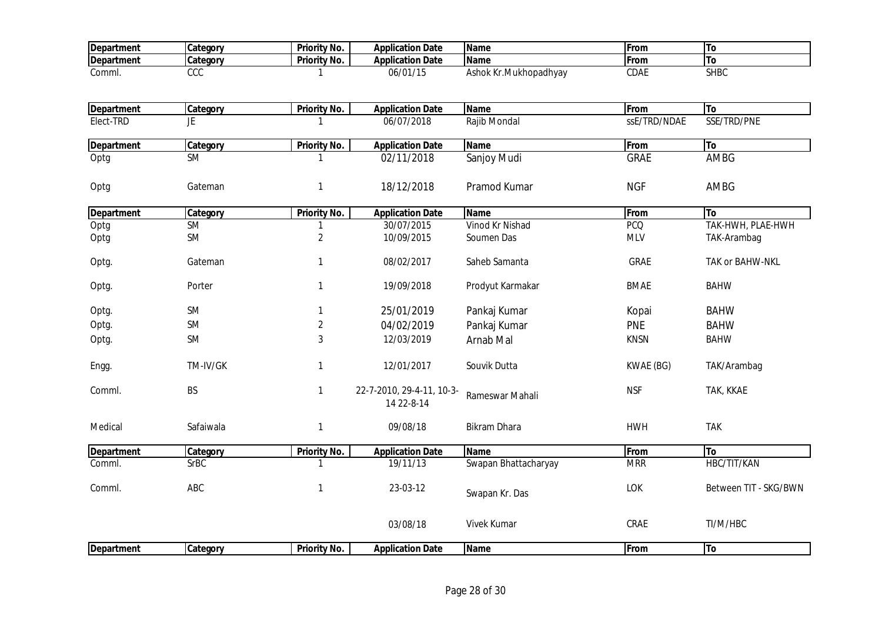| Department | Category | Priority No. | Application Date | Name | From | To |
|---|---|---|---|---|---|---|
| Department | Category | Priority No. | Application Date | Name | From | To |
| Comml. | CCC | 1 | 06/01/15 | Ashok Kr.Mukhopadhyay | CDAE | SHBC |

| Department | Category | Priority No. | Application Date | Name | From | To |
|---|---|---|---|---|---|---|
| Elect-TRD | JE | 1 | 06/07/2018 | Rajib Mondal | ssE/TRD/NDAE | SSE/TRD/PNE |

| Department | Category | Priority No. | Application Date | Name | From | To |
|---|---|---|---|---|---|---|
| Optg | SM | 1 | 02/11/2018 | Sanjoy Mudi | GRAE | AMBG |
| Optg | Gateman | 1 | 18/12/2018 | Pramod Kumar | NGF | AMBG |

| Department | Category | Priority No. | Application Date | Name | From | To |
|---|---|---|---|---|---|---|
| Optg | SM | 1 | 30/07/2015 | Vinod Kr Nishad | PCQ | TAK-HWH, PLAE-HWH |
| Optg | SM | 2 | 10/09/2015 | Soumen Das | MLV | TAK-Arambag |
| Optg. | Gateman | 1 | 08/02/2017 | Saheb Samanta | GRAE | TAK or BAHW-NKL |
| Optg. | Porter | 1 | 19/09/2018 | Prodyut Karmakar | BMAE | BAHW |
| Optg. | SM | 1 | 25/01/2019 | Pankaj Kumar | Kopai | BAHW |
| Optg. | SM | 2 | 04/02/2019 | Pankaj Kumar | PNE | BAHW |
| Optg. | SM | 3 | 12/03/2019 | Arnab Mal | KNSN | BAHW |
| Engg. | TM-IV/GK | 1 | 12/01/2017 | Souvik Dutta | KWAE (BG) | TAK/Arambag |
| Comml. | BS | 1 | 22-7-2010, 29-4-11, 10-3-14 22-8-14 | Rameswar Mahali | NSF | TAK, KKAE |
| Medical | Safaiwala | 1 | 09/08/18 | Bikram Dhara | HWH | TAK |

| Department | Category | Priority No. | Application Date | Name | From | To |
|---|---|---|---|---|---|---|
| Comml. | SrBC | 1 | 19/11/13 | Swapan Bhattacharyay | MRR | HBC/TIT/KAN |
| Comml. | ABC | 1 | 23-03-12 | Swapan Kr. Das | LOK | Between TIT - SKG/BWN |
| | | | 03/08/18 | Vivek Kumar | CRAE | TI/M/HBC |

| Department | Category | Priority No. | Application Date | Name | From | To |
|---|---|---|---|---|---|---|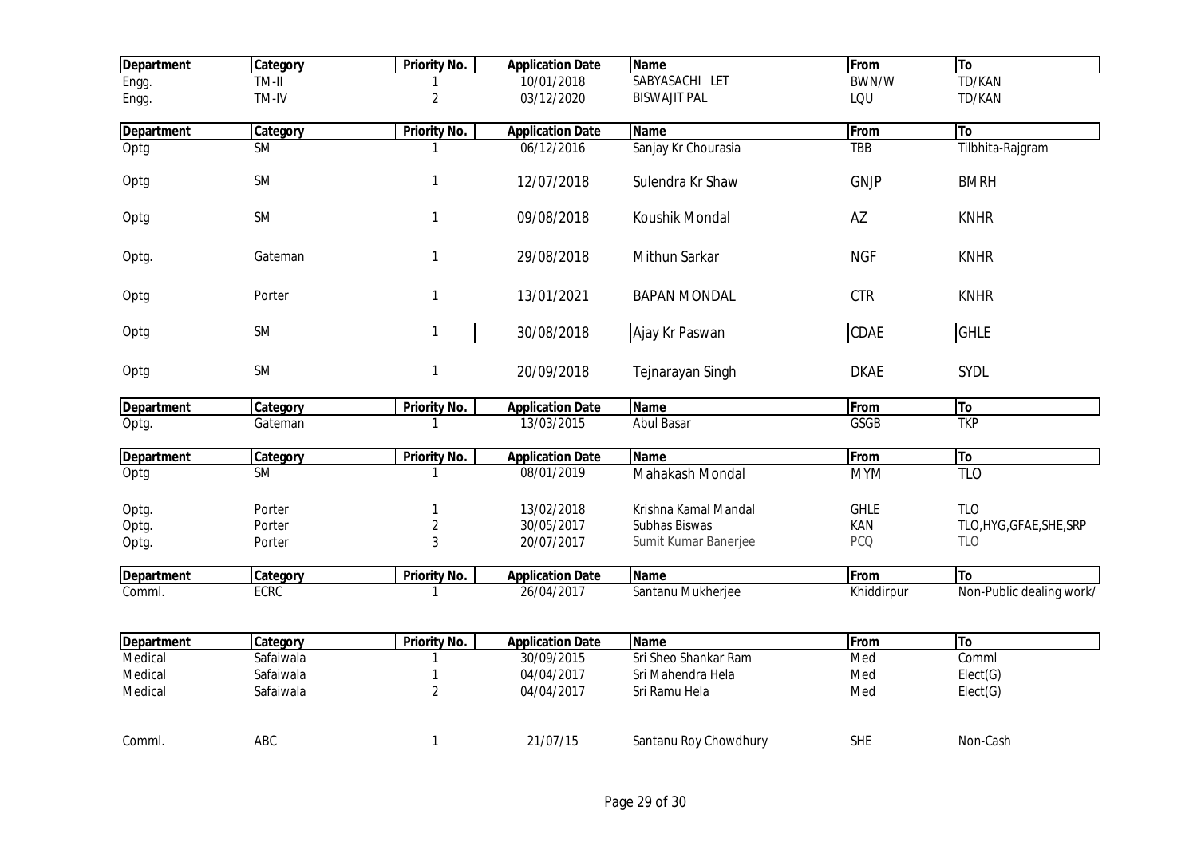| Department | Category | Priority No. | Application Date | Name | From | To |
|---|---|---|---|---|---|---|
| Engg. | TM-II | 1 | 10/01/2018 | SABYASACHI LET | BWN/W | TD/KAN |
| Engg. | TM-IV | 2 | 03/12/2020 | BISWAJIT PAL | LQU | TD/KAN |

| Department | Category | Priority No. | Application Date | Name | From | To |
|---|---|---|---|---|---|---|
| Optg | SM | 1 | 06/12/2016 | Sanjay Kr Chourasia | TBB | Tilbhita-Rajgram |
| Optg | SM | 1 | 12/07/2018 | Sulendra Kr Shaw | GNJP | BMRH |
| Optg | SM | 1 | 09/08/2018 | Koushik Mondal | AZ | KNHR |
| Optg. | Gateman | 1 | 29/08/2018 | Mithun Sarkar | NGF | KNHR |
| Optg | Porter | 1 | 13/01/2021 | BAPAN MONDAL | CTR | KNHR |
| Optg | SM | 1 | 30/08/2018 | Ajay Kr Paswan | CDAE | GHLE |
| Optg | SM | 1 | 20/09/2018 | Tejnarayan Singh | DKAE | SYDL |

| Department | Category | Priority No. | Application Date | Name | From | To |
|---|---|---|---|---|---|---|
| Optg. | Gateman | 1 | 13/03/2015 | Abul Basar | GSGB | TKP |

| Department | Category | Priority No. | Application Date | Name | From | To |
|---|---|---|---|---|---|---|
| Optg | SM | 1 | 08/01/2019 | Mahakash Mondal | MYM | TLO |
| Optg. | Porter | 1 | 13/02/2018 | Krishna Kamal Mandal | GHLE | TLO |
| Optg. | Porter | 2 | 30/05/2017 | Subhas Biswas | KAN | TLO,HYG,GFAE,SHE,SRP |
| Optg. | Porter | 3 | 20/07/2017 | Sumit Kumar Banerjee | PCQ | TLO |

| Department | Category | Priority No. | Application Date | Name | From | To |
|---|---|---|---|---|---|---|
| Comml. | ECRC | 1 | 26/04/2017 | Santanu Mukherjee | Khiddirpur | Non-Public dealing work/ |

| Department | Category | Priority No. | Application Date | Name | From | To |
|---|---|---|---|---|---|---|
| Medical | Safaiwala | 1 | 30/09/2015 | Sri Sheo Shankar Ram | Med | Comml |
| Medical | Safaiwala | 1 | 04/04/2017 | Sri Mahendra Hela | Med | Elect(G) |
| Medical | Safaiwala | 2 | 04/04/2017 | Sri Ramu Hela | Med | Elect(G) |
| Comml. | ABC | 1 | 21/07/15 | Santanu Roy Chowdhury | SHE | Non-Cash |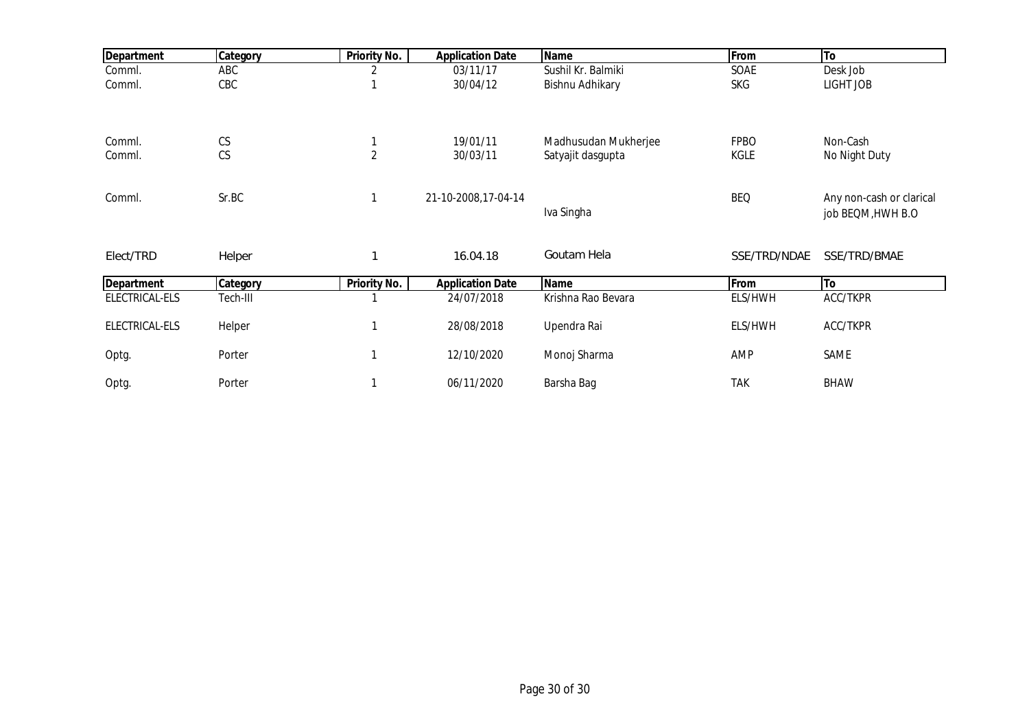| Department | Category | Priority No. | Application Date | Name | From | To |
|---|---|---|---|---|---|---|
| Comml. | ABC | 2 | 03/11/17 | Sushil Kr. Balmiki | SOAE | Desk Job |
| Comml. | CBC | 1 | 30/04/12 | Bishnu Adhikary | SKG | LIGHT JOB |
| Comml. | CS | 1 | 19/01/11 | Madhusudan Mukherjee | FPBO | Non-Cash |
| Comml. | CS | 2 | 30/03/11 | Satyajit dasgupta | KGLE | No Night Duty |
| Comml. | Sr.BC | 1 | 21-10-2008,17-04-14 | Iva Singha | BEQ | Any non-cash or clarical job BEQM,HWH B.O |
| Elect/TRD | Helper | 1 | 16.04.18 | Goutam Hela | SSE/TRD/NDAE | SSE/TRD/BMAE |

| Department | Category | Priority No. | Application Date | Name | From | To |
|---|---|---|---|---|---|---|
| ELECTRICAL-ELS | Tech-III | 1 | 24/07/2018 | Krishna Rao Bevara | ELS/HWH | ACC/TKPR |
| ELECTRICAL-ELS | Helper | 1 | 28/08/2018 | Upendra Rai | ELS/HWH | ACC/TKPR |
| Optg. | Porter | 1 | 12/10/2020 | Monoj Sharma | AMP | SAME |
| Optg. | Porter | 1 | 06/11/2020 | Barsha Bag | TAK | BHAW |